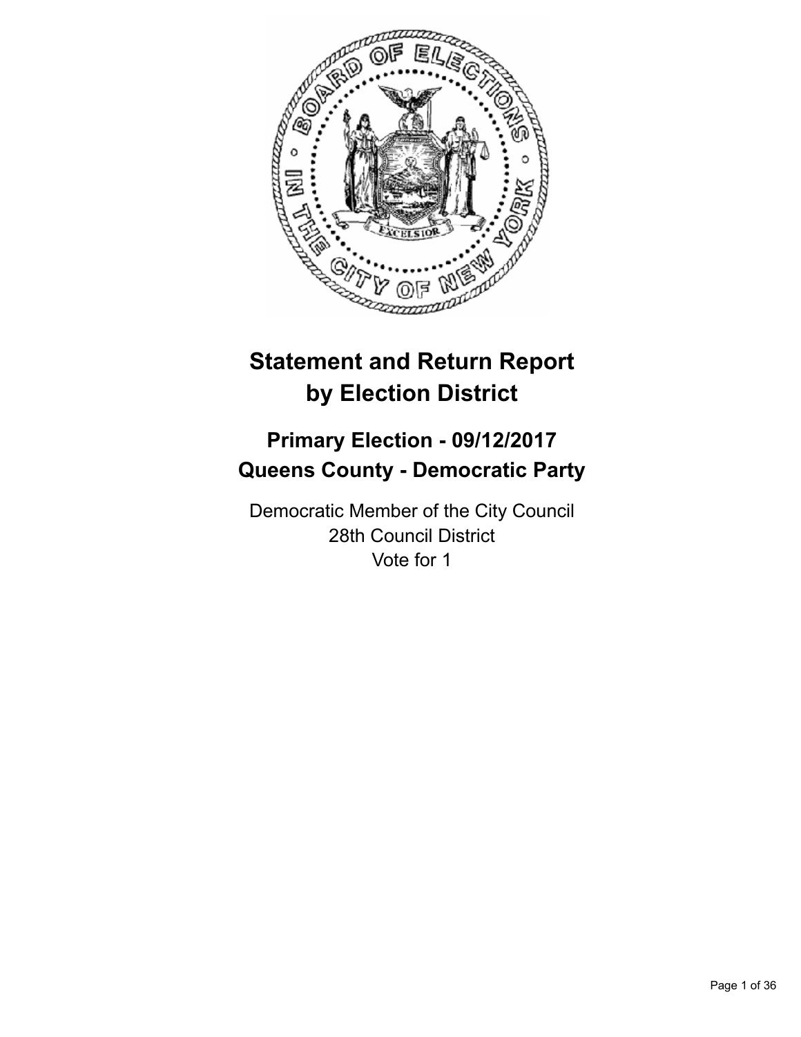# Statement and Return Report by Election District

## Primary Election - 09/12/2017
## Queens County - Democratic Party

Democratic Member of the City Council
28th Council District
Vote for 1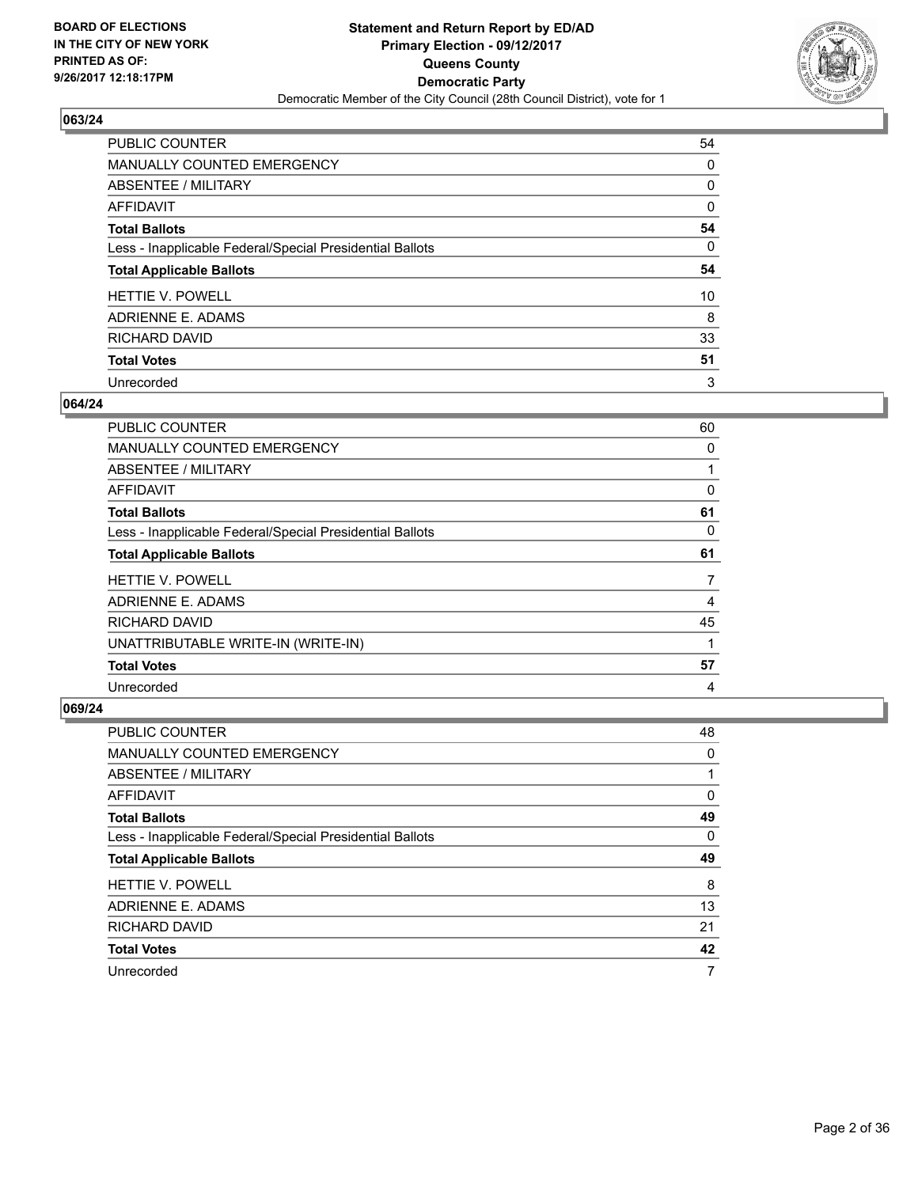**BOARD OF ELECTIONS IN THE CITY OF NEW YORK PRINTED AS OF: 9/26/2017 12:18:17PM**

**Statement and Return Report by ED/AD Primary Election - 09/12/2017 Queens County Democratic Party**

Democratic Member of the City Council (28th Council District), vote for 1

## 063/24

| | |
|---|---|
| PUBLIC COUNTER | 54 |
| MANUALLY COUNTED EMERGENCY | 0 |
| ABSENTEE / MILITARY | 0 |
| AFFIDAVIT | 0 |
| **Total Ballots** | **54** |
| Less - Inapplicable Federal/Special Presidential Ballots | 0 |
| **Total Applicable Ballots** | **54** |
| HETTIE V. POWELL | 10 |
| ADRIENNE E. ADAMS | 8 |
| RICHARD DAVID | 33 |
| **Total Votes** | **51** |
| Unrecorded | 3 |

## 064/24

| | |
|---|---|
| PUBLIC COUNTER | 60 |
| MANUALLY COUNTED EMERGENCY | 0 |
| ABSENTEE / MILITARY | 1 |
| AFFIDAVIT | 0 |
| **Total Ballots** | **61** |
| Less - Inapplicable Federal/Special Presidential Ballots | 0 |
| **Total Applicable Ballots** | **61** |
| HETTIE V. POWELL | 7 |
| ADRIENNE E. ADAMS | 4 |
| RICHARD DAVID | 45 |
| UNATTRIBUTABLE WRITE-IN (WRITE-IN) | 1 |
| **Total Votes** | **57** |
| Unrecorded | 4 |

## 069/24

| | |
|---|---|
| PUBLIC COUNTER | 48 |
| MANUALLY COUNTED EMERGENCY | 0 |
| ABSENTEE / MILITARY | 1 |
| AFFIDAVIT | 0 |
| **Total Ballots** | **49** |
| Less - Inapplicable Federal/Special Presidential Ballots | 0 |
| **Total Applicable Ballots** | **49** |
| HETTIE V. POWELL | 8 |
| ADRIENNE E. ADAMS | 13 |
| RICHARD DAVID | 21 |
| **Total Votes** | **42** |
| Unrecorded | 7 |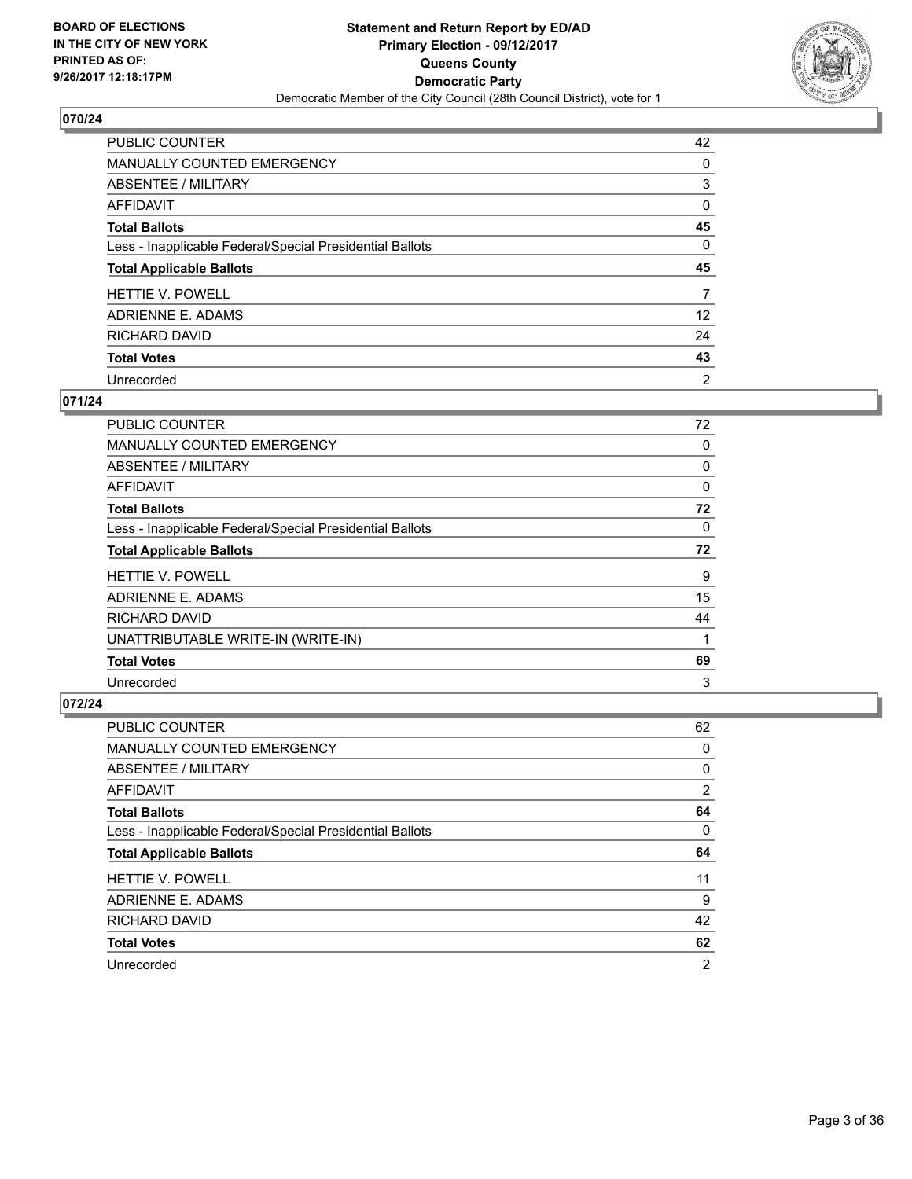**BOARD OF ELECTIONS IN THE CITY OF NEW YORK PRINTED AS OF: 9/26/2017 12:18:17PM**

**Statement and Return Report by ED/AD**
**Primary Election - 09/12/2017**
**Queens County**
**Democratic Party**
Democratic Member of the City Council (28th Council District), vote for 1

## 070/24

| | |
|---|---|
| PUBLIC COUNTER | 42 |
| MANUALLY COUNTED EMERGENCY | 0 |
| ABSENTEE / MILITARY | 3 |
| AFFIDAVIT | 0 |
| **Total Ballots** | **45** |
| Less - Inapplicable Federal/Special Presidential Ballots | 0 |
| **Total Applicable Ballots** | **45** |
| HETTIE V. POWELL | 7 |
| ADRIENNE E. ADAMS | 12 |
| RICHARD DAVID | 24 |
| **Total Votes** | **43** |
| Unrecorded | 2 |

## 071/24

| | |
|---|---|
| PUBLIC COUNTER | 72 |
| MANUALLY COUNTED EMERGENCY | 0 |
| ABSENTEE / MILITARY | 0 |
| AFFIDAVIT | 0 |
| **Total Ballots** | **72** |
| Less - Inapplicable Federal/Special Presidential Ballots | 0 |
| **Total Applicable Ballots** | **72** |
| HETTIE V. POWELL | 9 |
| ADRIENNE E. ADAMS | 15 |
| RICHARD DAVID | 44 |
| UNATTRIBUTABLE WRITE-IN (WRITE-IN) | 1 |
| **Total Votes** | **69** |
| Unrecorded | 3 |

## 072/24

| | |
|---|---|
| PUBLIC COUNTER | 62 |
| MANUALLY COUNTED EMERGENCY | 0 |
| ABSENTEE / MILITARY | 0 |
| AFFIDAVIT | 2 |
| **Total Ballots** | **64** |
| Less - Inapplicable Federal/Special Presidential Ballots | 0 |
| **Total Applicable Ballots** | **64** |
| HETTIE V. POWELL | 11 |
| ADRIENNE E. ADAMS | 9 |
| RICHARD DAVID | 42 |
| **Total Votes** | **62** |
| Unrecorded | 2 |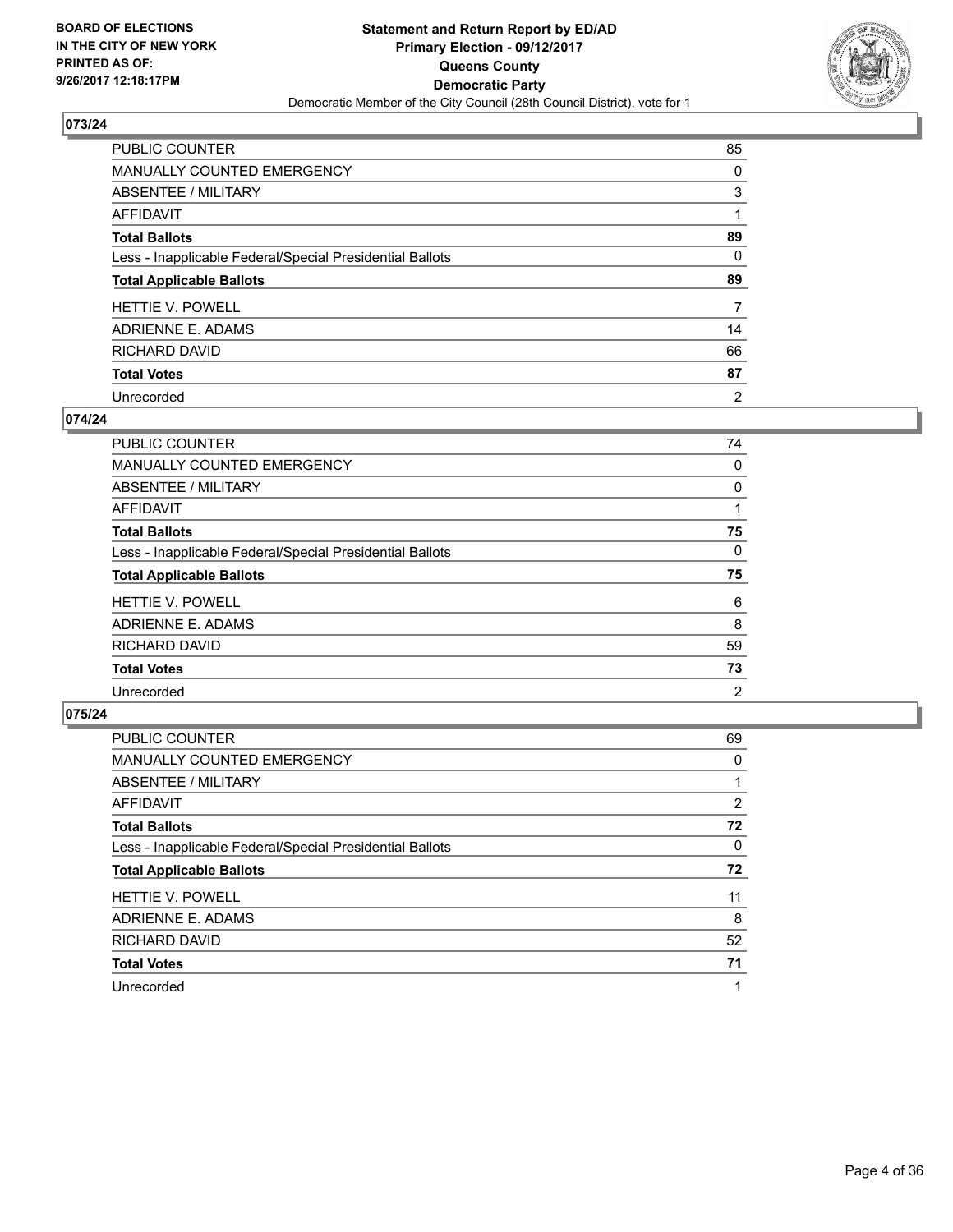BOARD OF ELECTIONS
IN THE CITY OF NEW YORK
PRINTED AS OF:
9/26/2017 12:18:17PM

**Statement and Return Report by ED/AD**
**Primary Election - 09/12/2017**
**Queens County**
**Democratic Party**
Democratic Member of the City Council (28th Council District), vote for 1

### 073/24

| | |
|---|---|
| PUBLIC COUNTER | 85 |
| MANUALLY COUNTED EMERGENCY | 0 |
| ABSENTEE / MILITARY | 3 |
| AFFIDAVIT | 1 |
| **Total Ballots** | **89** |
| Less - Inapplicable Federal/Special Presidential Ballots | 0 |
| **Total Applicable Ballots** | **89** |
| HETTIE V. POWELL | 7 |
| ADRIENNE E. ADAMS | 14 |
| RICHARD DAVID | 66 |
| **Total Votes** | **87** |
| Unrecorded | 2 |

### 074/24

| | |
|---|---|
| PUBLIC COUNTER | 74 |
| MANUALLY COUNTED EMERGENCY | 0 |
| ABSENTEE / MILITARY | 0 |
| AFFIDAVIT | 1 |
| **Total Ballots** | **75** |
| Less - Inapplicable Federal/Special Presidential Ballots | 0 |
| **Total Applicable Ballots** | **75** |
| HETTIE V. POWELL | 6 |
| ADRIENNE E. ADAMS | 8 |
| RICHARD DAVID | 59 |
| **Total Votes** | **73** |
| Unrecorded | 2 |

### 075/24

| | |
|---|---|
| PUBLIC COUNTER | 69 |
| MANUALLY COUNTED EMERGENCY | 0 |
| ABSENTEE / MILITARY | 1 |
| AFFIDAVIT | 2 |
| **Total Ballots** | **72** |
| Less - Inapplicable Federal/Special Presidential Ballots | 0 |
| **Total Applicable Ballots** | **72** |
| HETTIE V. POWELL | 11 |
| ADRIENNE E. ADAMS | 8 |
| RICHARD DAVID | 52 |
| **Total Votes** | **71** |
| Unrecorded | 1 |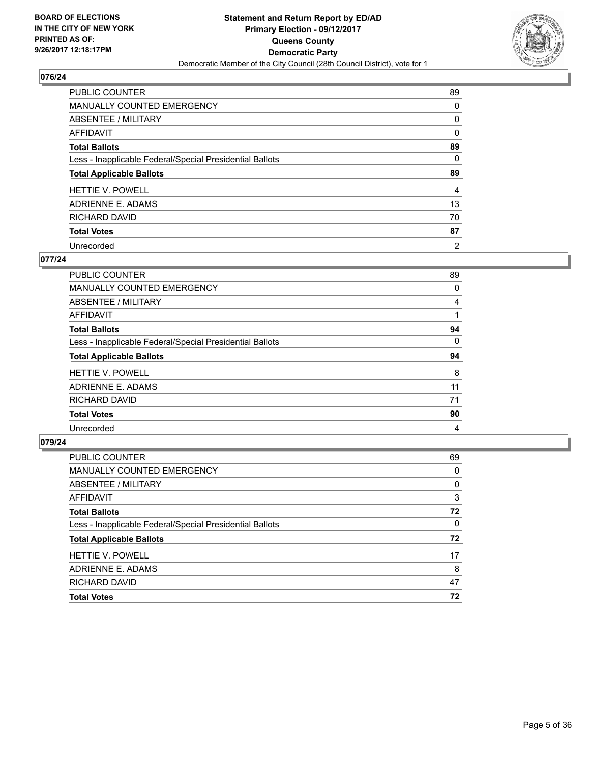**BOARD OF ELECTIONS IN THE CITY OF NEW YORK PRINTED AS OF: 9/26/2017 12:18:17PM**

**Statement and Return Report by ED/AD Primary Election - 09/12/2017 Queens County Democratic Party**

Democratic Member of the City Council (28th Council District), vote for 1

## 076/24

| | |
|---|---|
| PUBLIC COUNTER | 89 |
| MANUALLY COUNTED EMERGENCY | 0 |
| ABSENTEE / MILITARY | 0 |
| AFFIDAVIT | 0 |
| **Total Ballots** | **89** |
| Less - Inapplicable Federal/Special Presidential Ballots | 0 |
| **Total Applicable Ballots** | **89** |
| HETTIE V. POWELL | 4 |
| ADRIENNE E. ADAMS | 13 |
| RICHARD DAVID | 70 |
| **Total Votes** | **87** |
| Unrecorded | 2 |

## 077/24

| | |
|---|---|
| PUBLIC COUNTER | 89 |
| MANUALLY COUNTED EMERGENCY | 0 |
| ABSENTEE / MILITARY | 4 |
| AFFIDAVIT | 1 |
| **Total Ballots** | **94** |
| Less - Inapplicable Federal/Special Presidential Ballots | 0 |
| **Total Applicable Ballots** | **94** |
| HETTIE V. POWELL | 8 |
| ADRIENNE E. ADAMS | 11 |
| RICHARD DAVID | 71 |
| **Total Votes** | **90** |
| Unrecorded | 4 |

## 079/24

| | |
|---|---|
| PUBLIC COUNTER | 69 |
| MANUALLY COUNTED EMERGENCY | 0 |
| ABSENTEE / MILITARY | 0 |
| AFFIDAVIT | 3 |
| **Total Ballots** | **72** |
| Less - Inapplicable Federal/Special Presidential Ballots | 0 |
| **Total Applicable Ballots** | **72** |
| HETTIE V. POWELL | 17 |
| ADRIENNE E. ADAMS | 8 |
| RICHARD DAVID | 47 |
| **Total Votes** | **72** |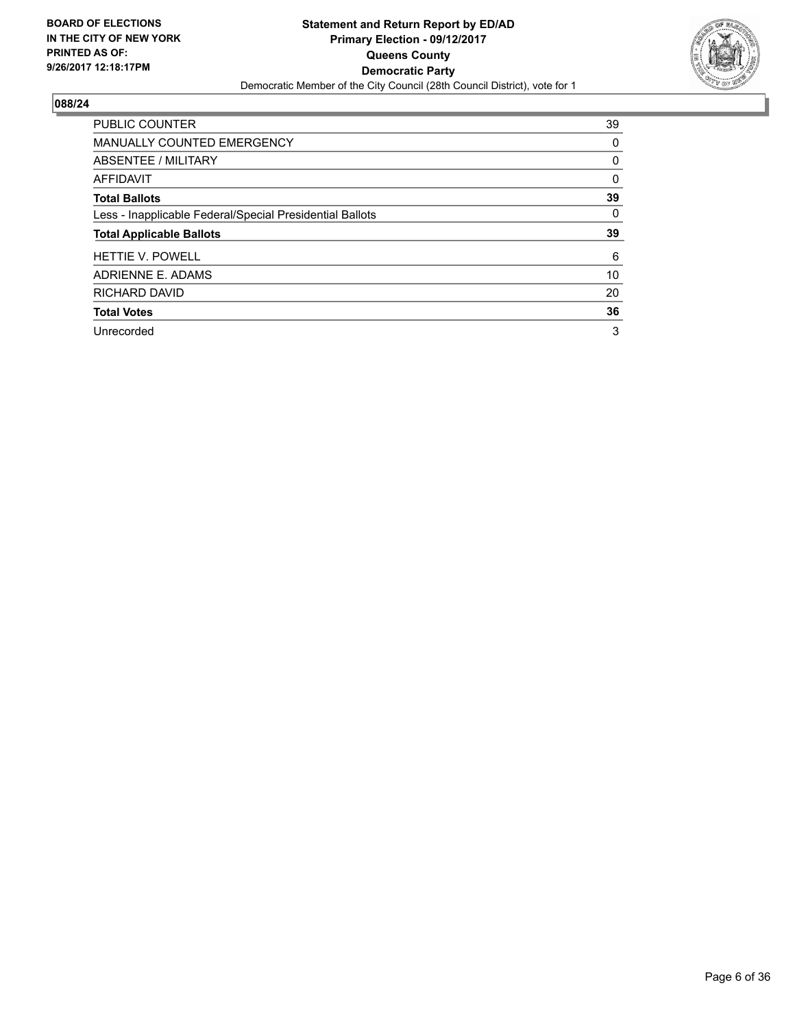**BOARD OF ELECTIONS IN THE CITY OF NEW YORK PRINTED AS OF: 9/26/2017 12:18:17PM**

**Statement and Return Report by ED/AD Primary Election - 09/12/2017 Queens County Democratic Party**

Democratic Member of the City Council (28th Council District), vote for 1

## 088/24

| | |
|---|---|
| PUBLIC COUNTER | 39 |
| MANUALLY COUNTED EMERGENCY | 0 |
| ABSENTEE / MILITARY | 0 |
| AFFIDAVIT | 0 |
| **Total Ballots** | **39** |
| Less - Inapplicable Federal/Special Presidential Ballots | 0 |
| **Total Applicable Ballots** | **39** |
| HETTIE V. POWELL | 6 |
| ADRIENNE E. ADAMS | 10 |
| RICHARD DAVID | 20 |
| **Total Votes** | **36** |
| Unrecorded | 3 |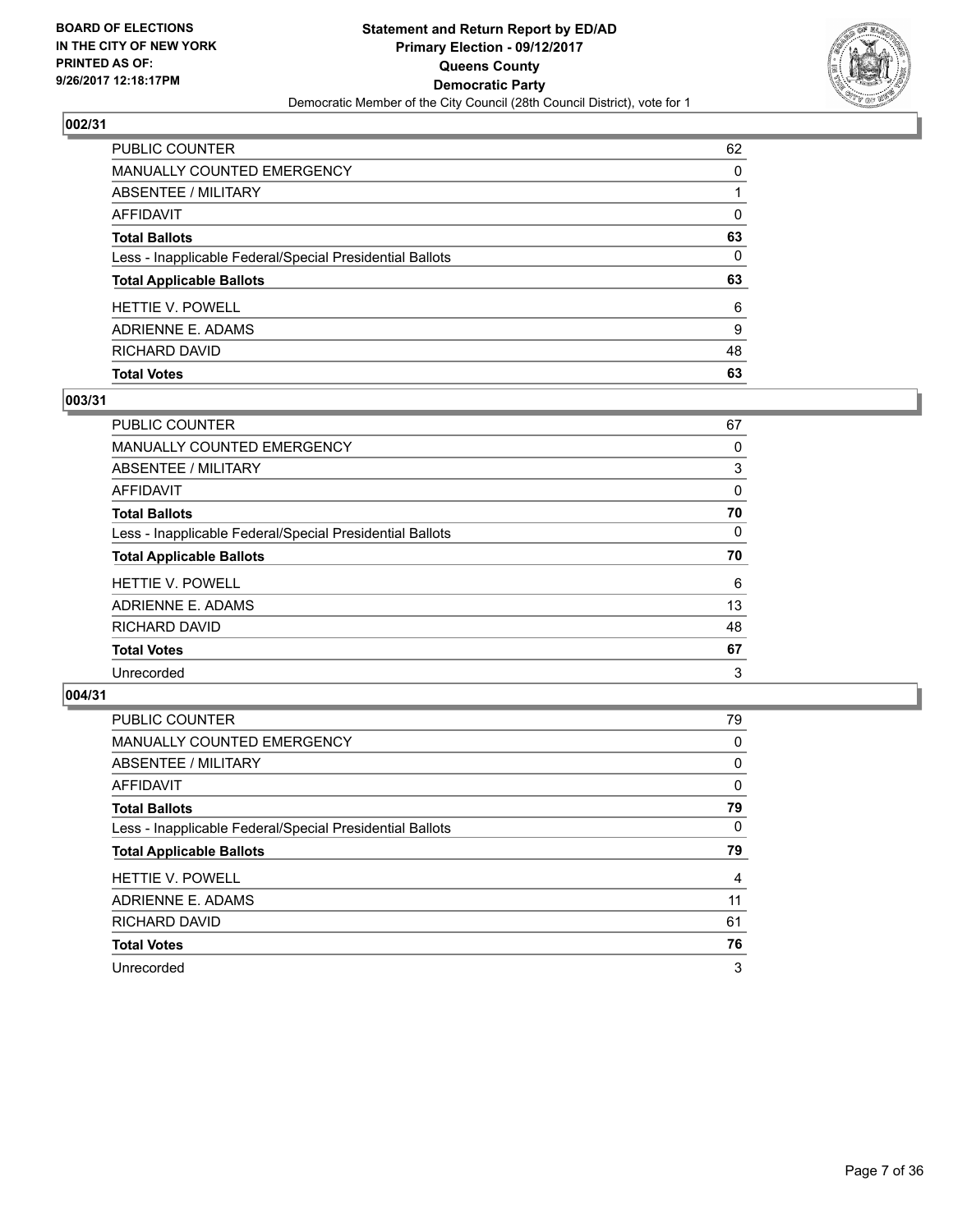BOARD OF ELECTIONS
IN THE CITY OF NEW YORK
PRINTED AS OF:
9/26/2017 12:18:17PM

**Statement and Return Report by ED/AD**
**Primary Election - 09/12/2017**
**Queens County**
**Democratic Party**
Democratic Member of the City Council (28th Council District), vote for 1

### 002/31

| | |
|---|---|
| PUBLIC COUNTER | 62 |
| MANUALLY COUNTED EMERGENCY | 0 |
| ABSENTEE / MILITARY | 1 |
| AFFIDAVIT | 0 |
| **Total Ballots** | **63** |
| Less - Inapplicable Federal/Special Presidential Ballots | 0 |
| **Total Applicable Ballots** | **63** |
| HETTIE V. POWELL | 6 |
| ADRIENNE E. ADAMS | 9 |
| RICHARD DAVID | 48 |
| **Total Votes** | **63** |

### 003/31

| | |
|---|---|
| PUBLIC COUNTER | 67 |
| MANUALLY COUNTED EMERGENCY | 0 |
| ABSENTEE / MILITARY | 3 |
| AFFIDAVIT | 0 |
| **Total Ballots** | **70** |
| Less - Inapplicable Federal/Special Presidential Ballots | 0 |
| **Total Applicable Ballots** | **70** |
| HETTIE V. POWELL | 6 |
| ADRIENNE E. ADAMS | 13 |
| RICHARD DAVID | 48 |
| **Total Votes** | **67** |
| Unrecorded | 3 |

### 004/31

| | |
|---|---|
| PUBLIC COUNTER | 79 |
| MANUALLY COUNTED EMERGENCY | 0 |
| ABSENTEE / MILITARY | 0 |
| AFFIDAVIT | 0 |
| **Total Ballots** | **79** |
| Less - Inapplicable Federal/Special Presidential Ballots | 0 |
| **Total Applicable Ballots** | **79** |
| HETTIE V. POWELL | 4 |
| ADRIENNE E. ADAMS | 11 |
| RICHARD DAVID | 61 |
| **Total Votes** | **76** |
| Unrecorded | 3 |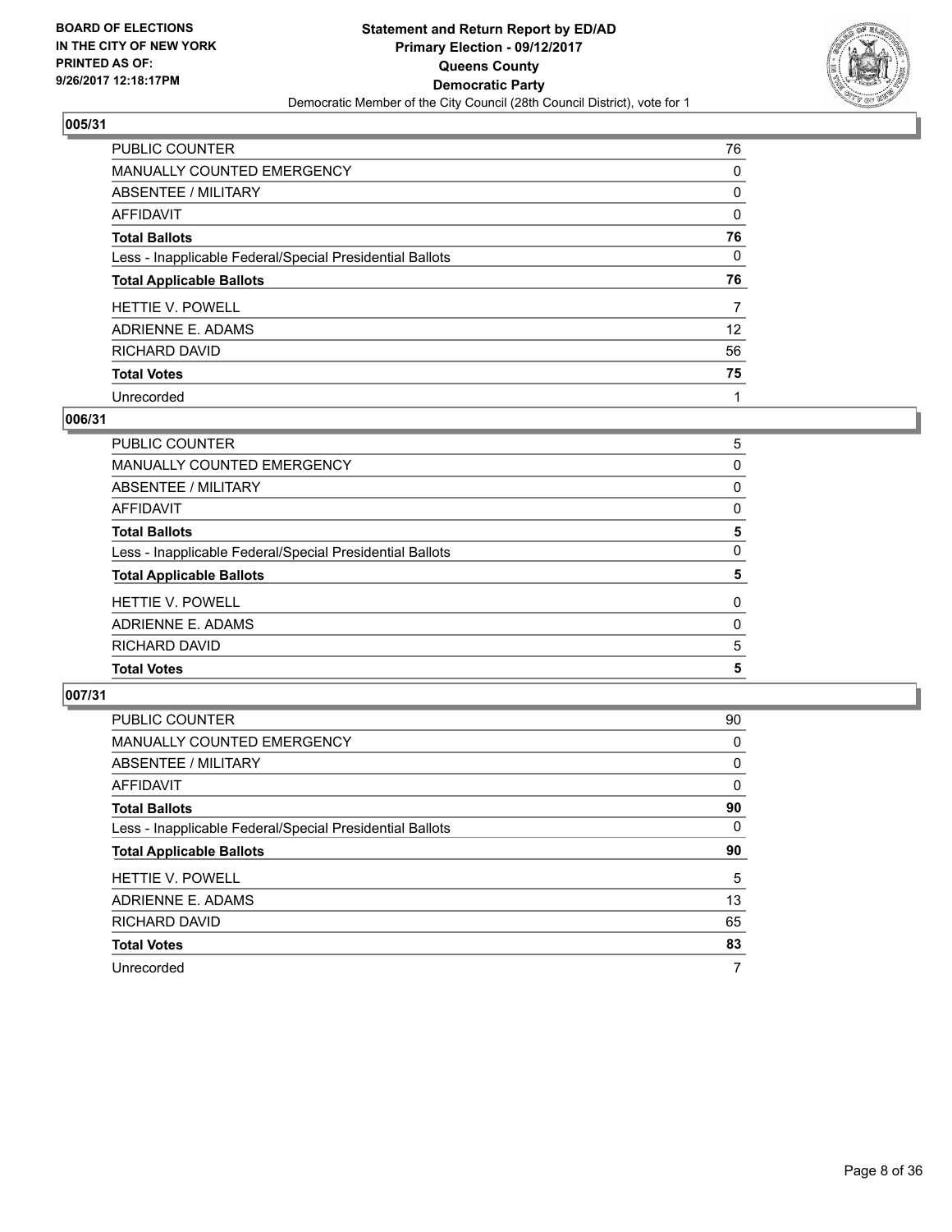## 005/31

| | |
|---|---|
| PUBLIC COUNTER | 76 |
| MANUALLY COUNTED EMERGENCY | 0 |
| ABSENTEE / MILITARY | 0 |
| AFFIDAVIT | 0 |
| **Total Ballots** | **76** |
| Less - Inapplicable Federal/Special Presidential Ballots | 0 |
| **Total Applicable Ballots** | **76** |
| HETTIE V. POWELL | 7 |
| ADRIENNE E. ADAMS | 12 |
| RICHARD DAVID | 56 |
| **Total Votes** | **75** |
| Unrecorded | 1 |

## 006/31

| | |
|---|---|
| PUBLIC COUNTER | 5 |
| MANUALLY COUNTED EMERGENCY | 0 |
| ABSENTEE / MILITARY | 0 |
| AFFIDAVIT | 0 |
| **Total Ballots** | **5** |
| Less - Inapplicable Federal/Special Presidential Ballots | 0 |
| **Total Applicable Ballots** | **5** |
| HETTIE V. POWELL | 0 |
| ADRIENNE E. ADAMS | 0 |
| RICHARD DAVID | 5 |
| **Total Votes** | **5** |

## 007/31

| | |
|---|---|
| PUBLIC COUNTER | 90 |
| MANUALLY COUNTED EMERGENCY | 0 |
| ABSENTEE / MILITARY | 0 |
| AFFIDAVIT | 0 |
| **Total Ballots** | **90** |
| Less - Inapplicable Federal/Special Presidential Ballots | 0 |
| **Total Applicable Ballots** | **90** |
| HETTIE V. POWELL | 5 |
| ADRIENNE E. ADAMS | 13 |
| RICHARD DAVID | 65 |
| **Total Votes** | **83** |
| Unrecorded | 7 |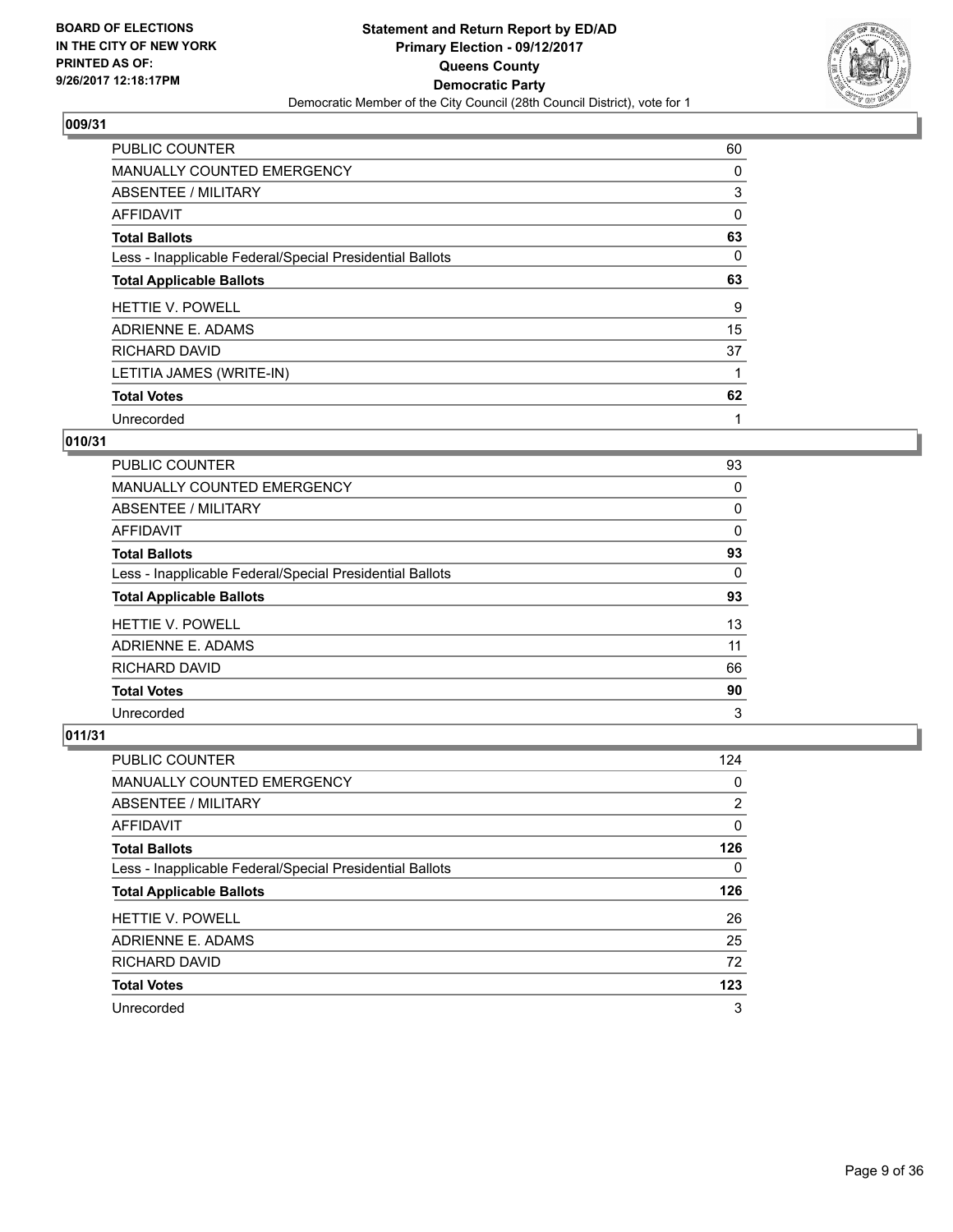## 009/31

| | |
|---|---|
| PUBLIC COUNTER | 60 |
| MANUALLY COUNTED EMERGENCY | 0 |
| ABSENTEE / MILITARY | 3 |
| AFFIDAVIT | 0 |
| **Total Ballots** | **63** |
| Less - Inapplicable Federal/Special Presidential Ballots | 0 |
| **Total Applicable Ballots** | **63** |
| HETTIE V. POWELL | 9 |
| ADRIENNE E. ADAMS | 15 |
| RICHARD DAVID | 37 |
| LETITIA JAMES (WRITE-IN) | 1 |
| **Total Votes** | **62** |
| Unrecorded | 1 |

## 010/31

| | |
|---|---|
| PUBLIC COUNTER | 93 |
| MANUALLY COUNTED EMERGENCY | 0 |
| ABSENTEE / MILITARY | 0 |
| AFFIDAVIT | 0 |
| **Total Ballots** | **93** |
| Less - Inapplicable Federal/Special Presidential Ballots | 0 |
| **Total Applicable Ballots** | **93** |
| HETTIE V. POWELL | 13 |
| ADRIENNE E. ADAMS | 11 |
| RICHARD DAVID | 66 |
| **Total Votes** | **90** |
| Unrecorded | 3 |

## 011/31

| | |
|---|---|
| PUBLIC COUNTER | 124 |
| MANUALLY COUNTED EMERGENCY | 0 |
| ABSENTEE / MILITARY | 2 |
| AFFIDAVIT | 0 |
| **Total Ballots** | **126** |
| Less - Inapplicable Federal/Special Presidential Ballots | 0 |
| **Total Applicable Ballots** | **126** |
| HETTIE V. POWELL | 26 |
| ADRIENNE E. ADAMS | 25 |
| RICHARD DAVID | 72 |
| **Total Votes** | **123** |
| Unrecorded | 3 |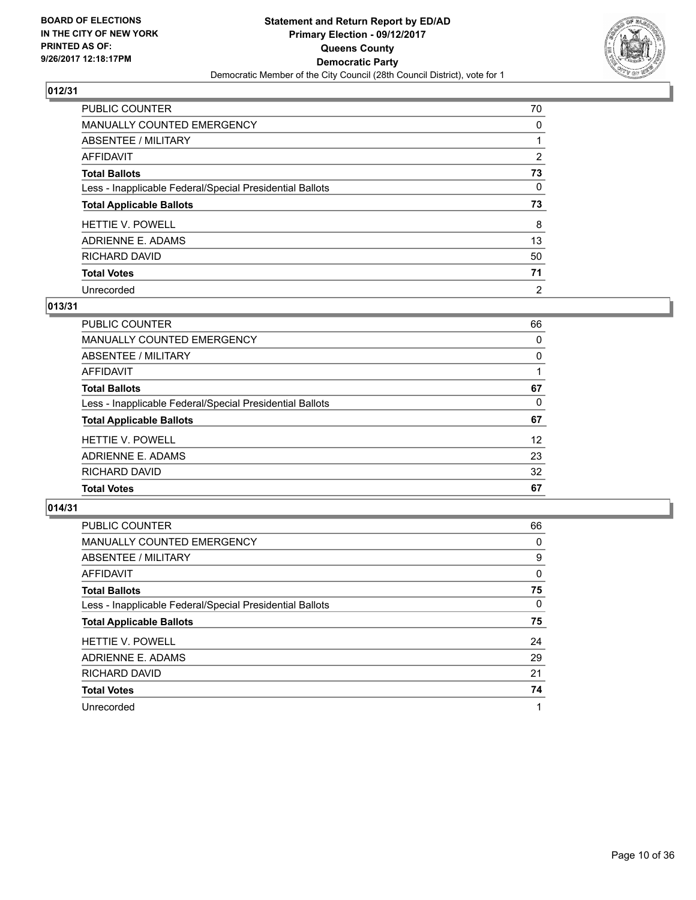BOARD OF ELECTIONS
IN THE CITY OF NEW YORK
PRINTED AS OF:
9/26/2017 12:18:17PM

**Statement and Return Report by ED/AD**
**Primary Election - 09/12/2017**
**Queens County**
**Democratic Party**
Democratic Member of the City Council (28th Council District), vote for 1

### 012/31

| | |
|---|---|
| PUBLIC COUNTER | 70 |
| MANUALLY COUNTED EMERGENCY | 0 |
| ABSENTEE / MILITARY | 1 |
| AFFIDAVIT | 2 |
| **Total Ballots** | **73** |
| Less - Inapplicable Federal/Special Presidential Ballots | 0 |
| **Total Applicable Ballots** | **73** |
| HETTIE V. POWELL | 8 |
| ADRIENNE E. ADAMS | 13 |
| RICHARD DAVID | 50 |
| **Total Votes** | **71** |
| Unrecorded | 2 |

### 013/31

| | |
|---|---|
| PUBLIC COUNTER | 66 |
| MANUALLY COUNTED EMERGENCY | 0 |
| ABSENTEE / MILITARY | 0 |
| AFFIDAVIT | 1 |
| **Total Ballots** | **67** |
| Less - Inapplicable Federal/Special Presidential Ballots | 0 |
| **Total Applicable Ballots** | **67** |
| HETTIE V. POWELL | 12 |
| ADRIENNE E. ADAMS | 23 |
| RICHARD DAVID | 32 |
| **Total Votes** | **67** |

### 014/31

| | |
|---|---|
| PUBLIC COUNTER | 66 |
| MANUALLY COUNTED EMERGENCY | 0 |
| ABSENTEE / MILITARY | 9 |
| AFFIDAVIT | 0 |
| **Total Ballots** | **75** |
| Less - Inapplicable Federal/Special Presidential Ballots | 0 |
| **Total Applicable Ballots** | **75** |
| HETTIE V. POWELL | 24 |
| ADRIENNE E. ADAMS | 29 |
| RICHARD DAVID | 21 |
| **Total Votes** | **74** |
| Unrecorded | 1 |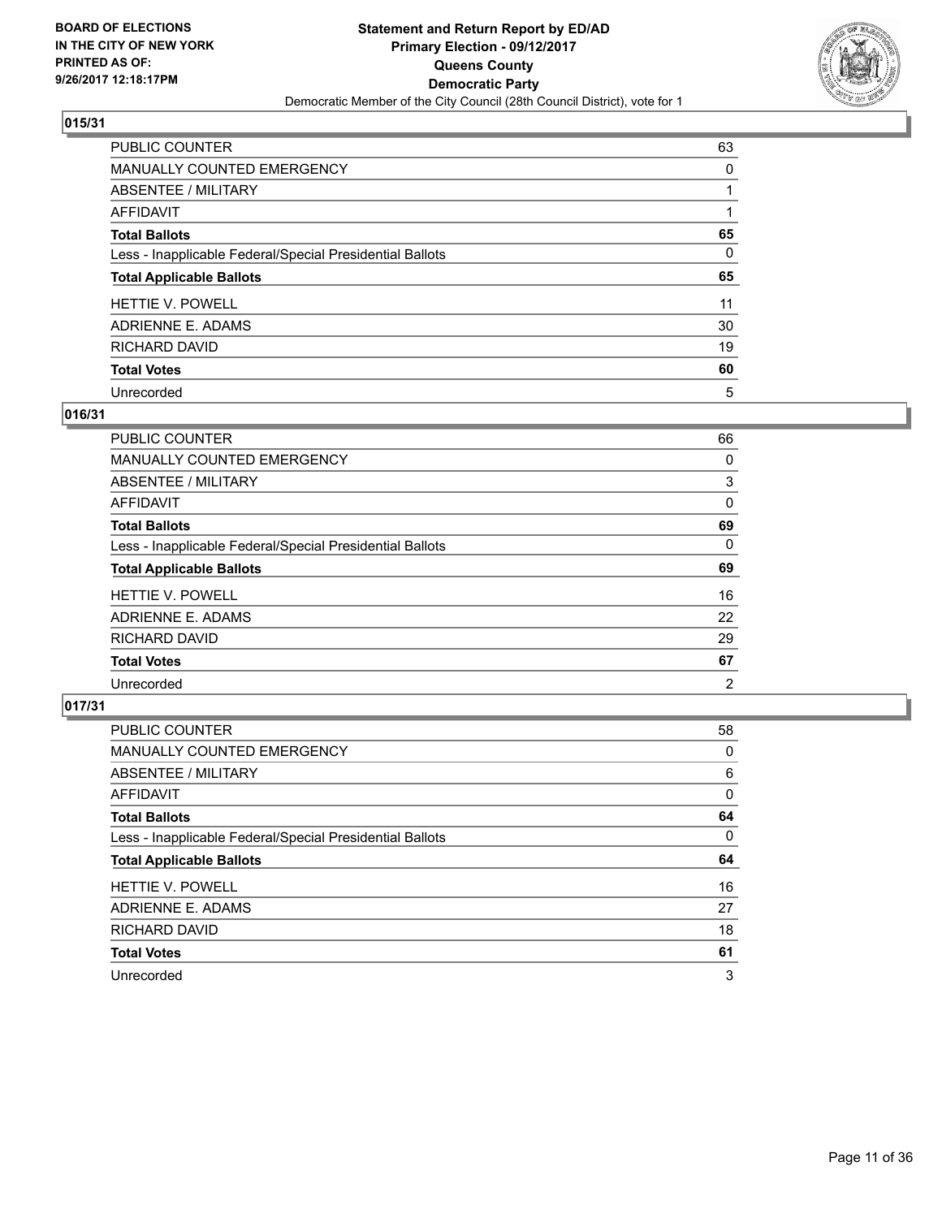**BOARD OF ELECTIONS IN THE CITY OF NEW YORK PRINTED AS OF: 9/26/2017 12:18:17PM**

**Statement and Return Report by ED/AD Primary Election - 09/12/2017 Queens County Democratic Party**

Democratic Member of the City Council (28th Council District), vote for 1

### 015/31

| | |
|---|---|
| PUBLIC COUNTER | 63 |
| MANUALLY COUNTED EMERGENCY | 0 |
| ABSENTEE / MILITARY | 1 |
| AFFIDAVIT | 1 |
| **Total Ballots** | **65** |
| Less - Inapplicable Federal/Special Presidential Ballots | 0 |
| **Total Applicable Ballots** | **65** |
| HETTIE V. POWELL | 11 |
| ADRIENNE E. ADAMS | 30 |
| RICHARD DAVID | 19 |
| **Total Votes** | **60** |
| Unrecorded | 5 |

### 016/31

| | |
|---|---|
| PUBLIC COUNTER | 66 |
| MANUALLY COUNTED EMERGENCY | 0 |
| ABSENTEE / MILITARY | 3 |
| AFFIDAVIT | 0 |
| **Total Ballots** | **69** |
| Less - Inapplicable Federal/Special Presidential Ballots | 0 |
| **Total Applicable Ballots** | **69** |
| HETTIE V. POWELL | 16 |
| ADRIENNE E. ADAMS | 22 |
| RICHARD DAVID | 29 |
| **Total Votes** | **67** |
| Unrecorded | 2 |

### 017/31

| | |
|---|---|
| PUBLIC COUNTER | 58 |
| MANUALLY COUNTED EMERGENCY | 0 |
| ABSENTEE / MILITARY | 6 |
| AFFIDAVIT | 0 |
| **Total Ballots** | **64** |
| Less - Inapplicable Federal/Special Presidential Ballots | 0 |
| **Total Applicable Ballots** | **64** |
| HETTIE V. POWELL | 16 |
| ADRIENNE E. ADAMS | 27 |
| RICHARD DAVID | 18 |
| **Total Votes** | **61** |
| Unrecorded | 3 |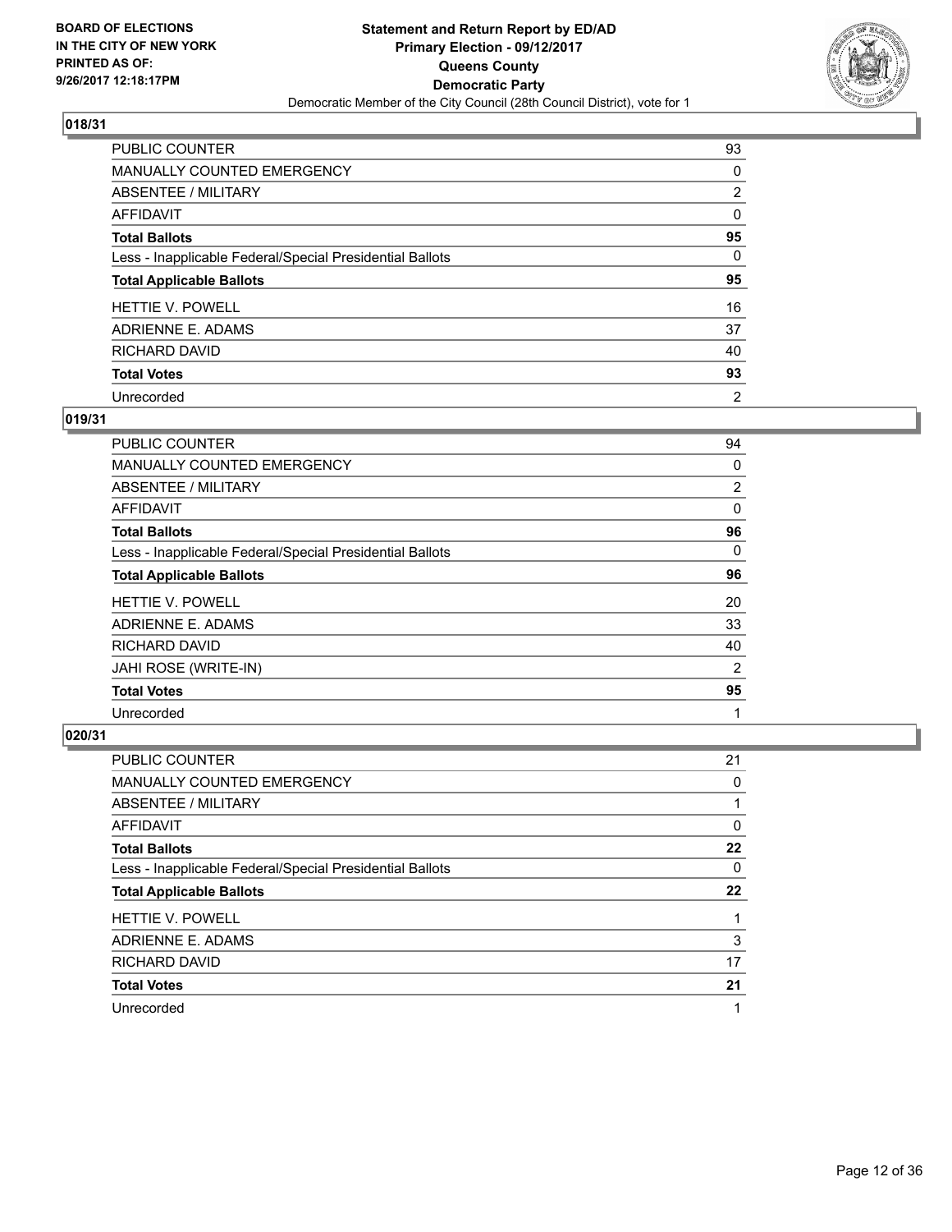**BOARD OF ELECTIONS IN THE CITY OF NEW YORK PRINTED AS OF: 9/26/2017 12:18:17PM**

**Statement and Return Report by ED/AD Primary Election - 09/12/2017 Queens County Democratic Party**

Democratic Member of the City Council (28th Council District), vote for 1

## 018/31

| | |
|---|---|
| PUBLIC COUNTER | 93 |
| MANUALLY COUNTED EMERGENCY | 0 |
| ABSENTEE / MILITARY | 2 |
| AFFIDAVIT | 0 |
| **Total Ballots** | **95** |
| Less - Inapplicable Federal/Special Presidential Ballots | 0 |
| **Total Applicable Ballots** | **95** |
| HETTIE V. POWELL | 16 |
| ADRIENNE E. ADAMS | 37 |
| RICHARD DAVID | 40 |
| **Total Votes** | **93** |
| Unrecorded | 2 |

## 019/31

| | |
|---|---|
| PUBLIC COUNTER | 94 |
| MANUALLY COUNTED EMERGENCY | 0 |
| ABSENTEE / MILITARY | 2 |
| AFFIDAVIT | 0 |
| **Total Ballots** | **96** |
| Less - Inapplicable Federal/Special Presidential Ballots | 0 |
| **Total Applicable Ballots** | **96** |
| HETTIE V. POWELL | 20 |
| ADRIENNE E. ADAMS | 33 |
| RICHARD DAVID | 40 |
| JAHI ROSE (WRITE-IN) | 2 |
| **Total Votes** | **95** |
| Unrecorded | 1 |

## 020/31

| | |
|---|---|
| PUBLIC COUNTER | 21 |
| MANUALLY COUNTED EMERGENCY | 0 |
| ABSENTEE / MILITARY | 1 |
| AFFIDAVIT | 0 |
| **Total Ballots** | **22** |
| Less - Inapplicable Federal/Special Presidential Ballots | 0 |
| **Total Applicable Ballots** | **22** |
| HETTIE V. POWELL | 1 |
| ADRIENNE E. ADAMS | 3 |
| RICHARD DAVID | 17 |
| **Total Votes** | **21** |
| Unrecorded | 1 |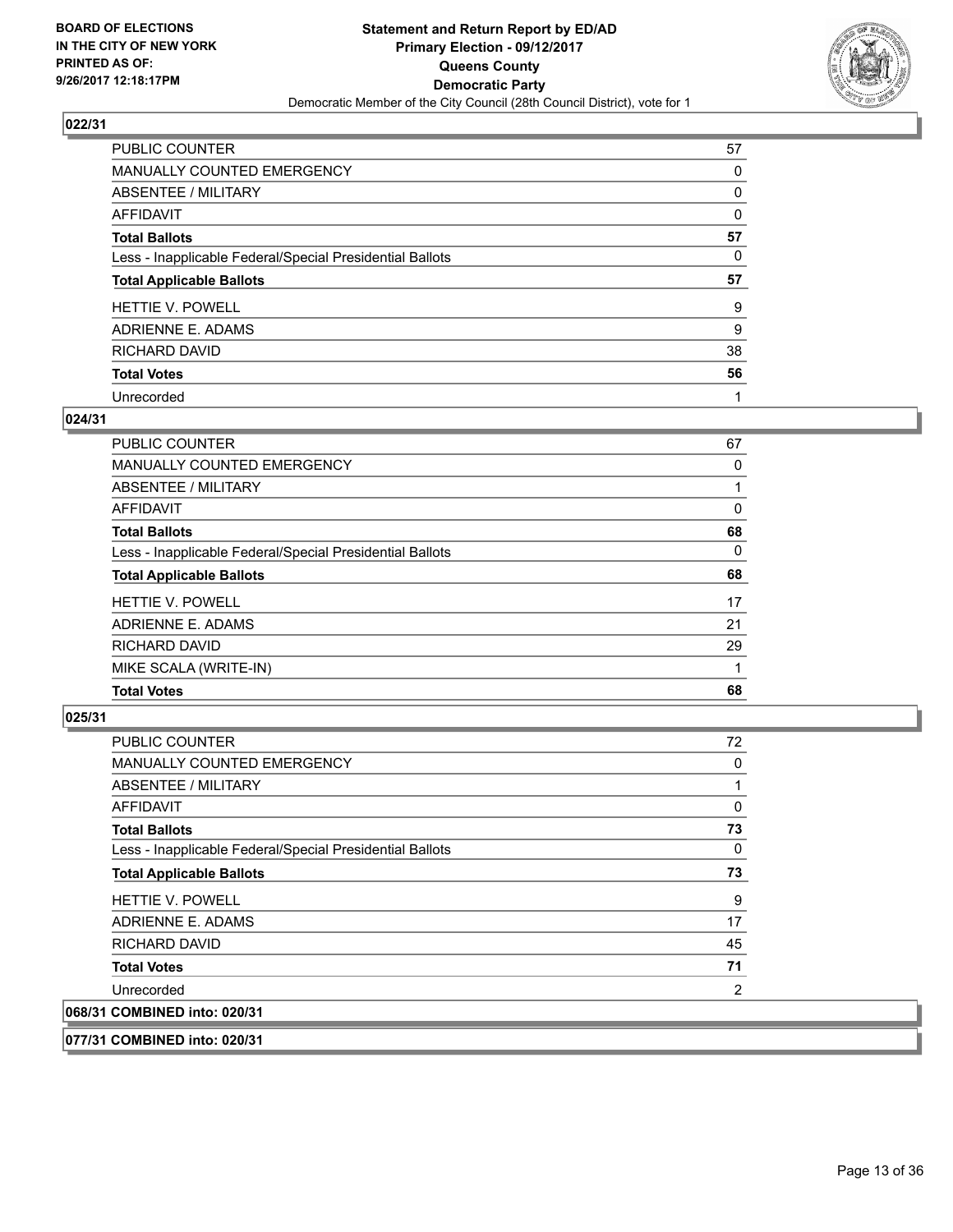## 022/31

| | |
|---|---|
| PUBLIC COUNTER | 57 |
| MANUALLY COUNTED EMERGENCY | 0 |
| ABSENTEE / MILITARY | 0 |
| AFFIDAVIT | 0 |
| **Total Ballots** | **57** |
| Less - Inapplicable Federal/Special Presidential Ballots | 0 |
| **Total Applicable Ballots** | **57** |
| HETTIE V. POWELL | 9 |
| ADRIENNE E. ADAMS | 9 |
| RICHARD DAVID | 38 |
| **Total Votes** | **56** |
| Unrecorded | 1 |

## 024/31

| | |
|---|---|
| PUBLIC COUNTER | 67 |
| MANUALLY COUNTED EMERGENCY | 0 |
| ABSENTEE / MILITARY | 1 |
| AFFIDAVIT | 0 |
| **Total Ballots** | **68** |
| Less - Inapplicable Federal/Special Presidential Ballots | 0 |
| **Total Applicable Ballots** | **68** |
| HETTIE V. POWELL | 17 |
| ADRIENNE E. ADAMS | 21 |
| RICHARD DAVID | 29 |
| MIKE SCALA (WRITE-IN) | 1 |
| **Total Votes** | **68** |

## 025/31

| | |
|---|---|
| PUBLIC COUNTER | 72 |
| MANUALLY COUNTED EMERGENCY | 0 |
| ABSENTEE / MILITARY | 1 |
| AFFIDAVIT | 0 |
| **Total Ballots** | **73** |
| Less - Inapplicable Federal/Special Presidential Ballots | 0 |
| **Total Applicable Ballots** | **73** |
| HETTIE V. POWELL | 9 |
| ADRIENNE E. ADAMS | 17 |
| RICHARD DAVID | 45 |
| **Total Votes** | **71** |
| Unrecorded | 2 |

## 068/31 COMBINED into: 020/31

## 077/31 COMBINED into: 020/31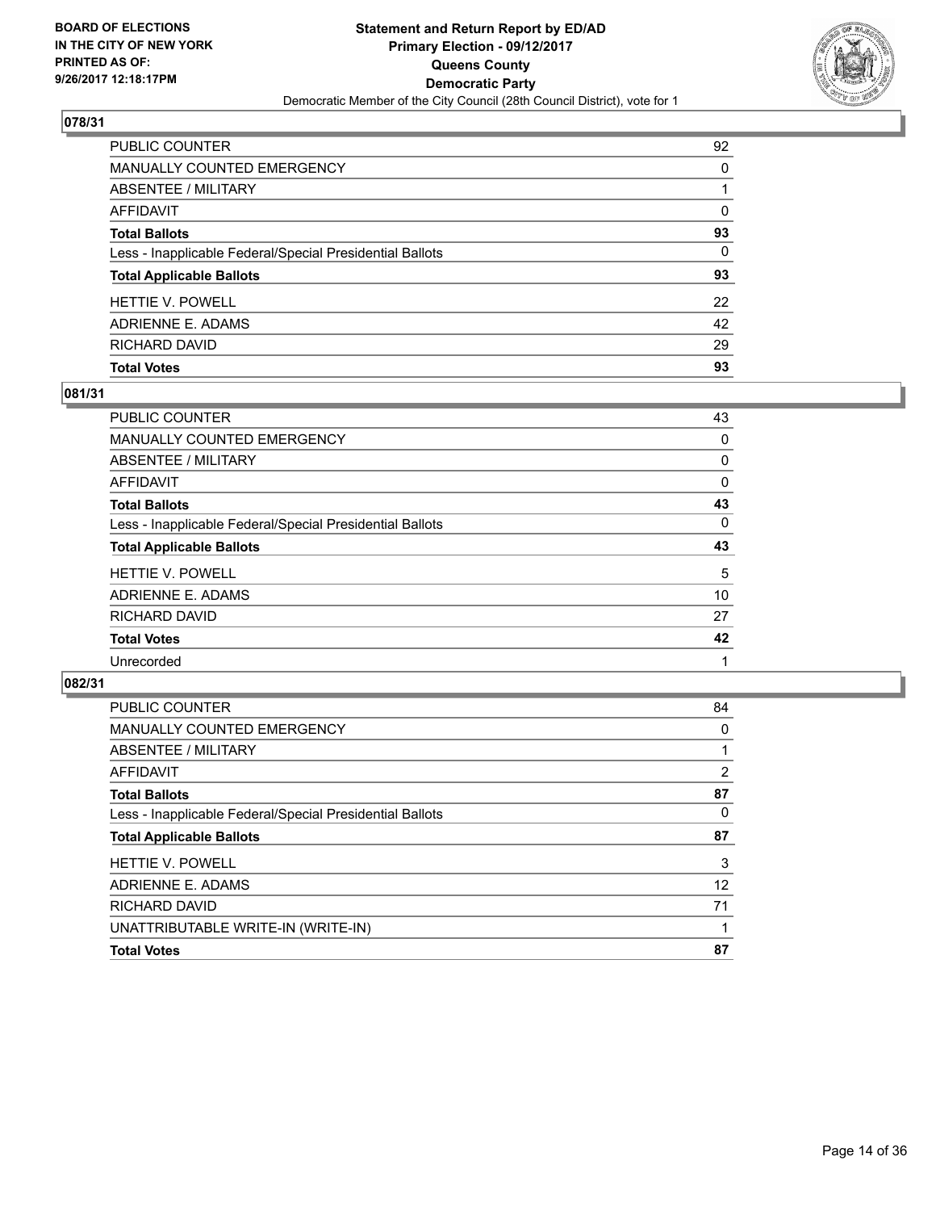**BOARD OF ELECTIONS IN THE CITY OF NEW YORK PRINTED AS OF: 9/26/2017 12:18:17PM**

**Statement and Return Report by ED/AD**
**Primary Election - 09/12/2017**
**Queens County**
**Democratic Party**
Democratic Member of the City Council (28th Council District), vote for 1

### 078/31

| | |
|---|---|
| PUBLIC COUNTER | 92 |
| MANUALLY COUNTED EMERGENCY | 0 |
| ABSENTEE / MILITARY | 1 |
| AFFIDAVIT | 0 |
| **Total Ballots** | **93** |
| Less - Inapplicable Federal/Special Presidential Ballots | 0 |
| **Total Applicable Ballots** | **93** |
| HETTIE V. POWELL | 22 |
| ADRIENNE E. ADAMS | 42 |
| RICHARD DAVID | 29 |
| **Total Votes** | **93** |

### 081/31

| | |
|---|---|
| PUBLIC COUNTER | 43 |
| MANUALLY COUNTED EMERGENCY | 0 |
| ABSENTEE / MILITARY | 0 |
| AFFIDAVIT | 0 |
| **Total Ballots** | **43** |
| Less - Inapplicable Federal/Special Presidential Ballots | 0 |
| **Total Applicable Ballots** | **43** |
| HETTIE V. POWELL | 5 |
| ADRIENNE E. ADAMS | 10 |
| RICHARD DAVID | 27 |
| **Total Votes** | **42** |
| Unrecorded | 1 |

### 082/31

| | |
|---|---|
| PUBLIC COUNTER | 84 |
| MANUALLY COUNTED EMERGENCY | 0 |
| ABSENTEE / MILITARY | 1 |
| AFFIDAVIT | 2 |
| **Total Ballots** | **87** |
| Less - Inapplicable Federal/Special Presidential Ballots | 0 |
| **Total Applicable Ballots** | **87** |
| HETTIE V. POWELL | 3 |
| ADRIENNE E. ADAMS | 12 |
| RICHARD DAVID | 71 |
| UNATTRIBUTABLE WRITE-IN (WRITE-IN) | 1 |
| **Total Votes** | **87** |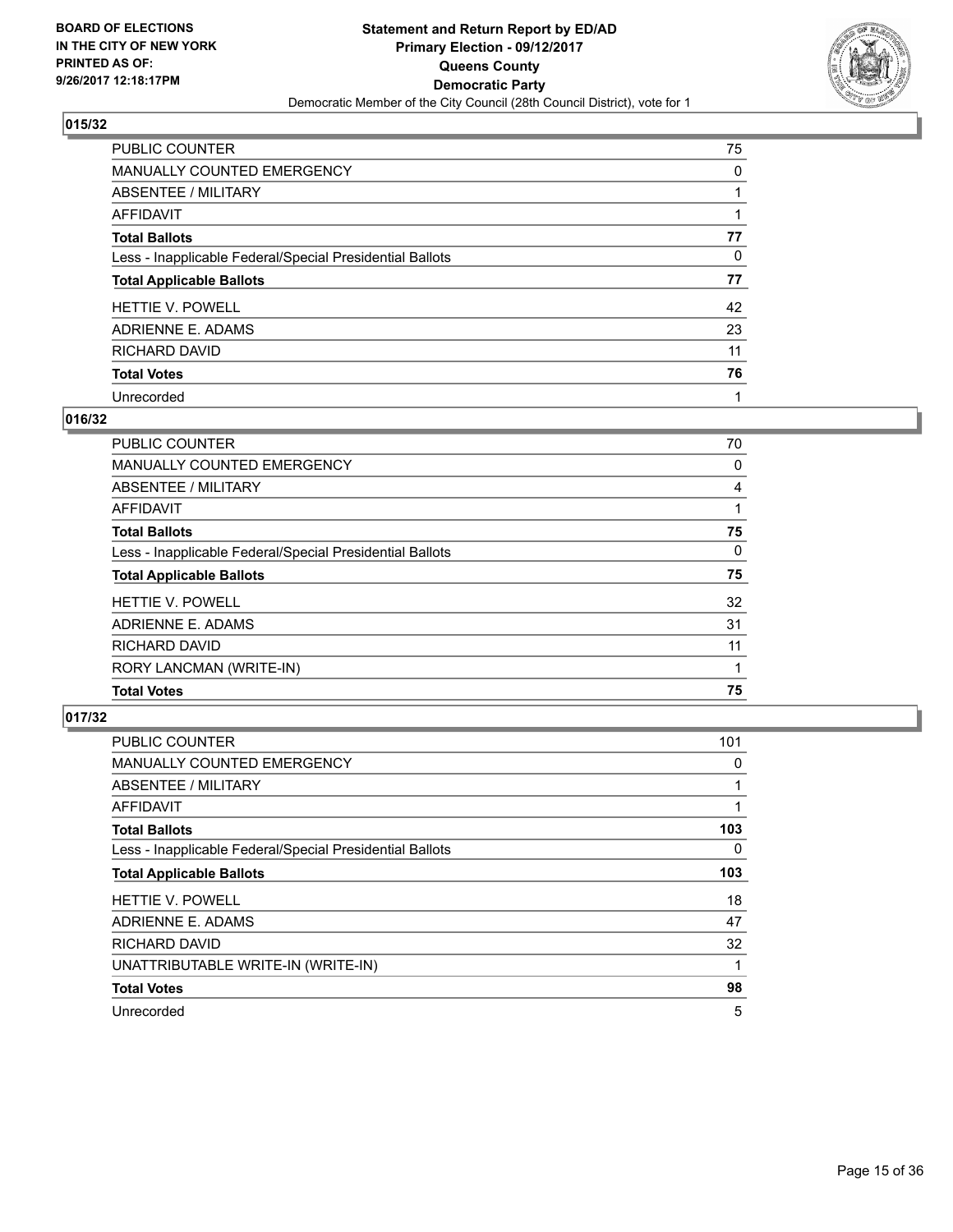**BOARD OF ELECTIONS IN THE CITY OF NEW YORK PRINTED AS OF: 9/26/2017 12:18:17PM**

**Statement and Return Report by ED/AD Primary Election - 09/12/2017 Queens County Democratic Party**

Democratic Member of the City Council (28th Council District), vote for 1

### 015/32

| | |
|---|---|
| PUBLIC COUNTER | 75 |
| MANUALLY COUNTED EMERGENCY | 0 |
| ABSENTEE / MILITARY | 1 |
| AFFIDAVIT | 1 |
| **Total Ballots** | **77** |
| Less - Inapplicable Federal/Special Presidential Ballots | 0 |
| **Total Applicable Ballots** | **77** |
| HETTIE V. POWELL | 42 |
| ADRIENNE E. ADAMS | 23 |
| RICHARD DAVID | 11 |
| **Total Votes** | **76** |
| Unrecorded | 1 |

### 016/32

| | |
|---|---|
| PUBLIC COUNTER | 70 |
| MANUALLY COUNTED EMERGENCY | 0 |
| ABSENTEE / MILITARY | 4 |
| AFFIDAVIT | 1 |
| **Total Ballots** | **75** |
| Less - Inapplicable Federal/Special Presidential Ballots | 0 |
| **Total Applicable Ballots** | **75** |
| HETTIE V. POWELL | 32 |
| ADRIENNE E. ADAMS | 31 |
| RICHARD DAVID | 11 |
| RORY LANCMAN (WRITE-IN) | 1 |
| **Total Votes** | **75** |

### 017/32

| | |
|---|---|
| PUBLIC COUNTER | 101 |
| MANUALLY COUNTED EMERGENCY | 0 |
| ABSENTEE / MILITARY | 1 |
| AFFIDAVIT | 1 |
| **Total Ballots** | **103** |
| Less - Inapplicable Federal/Special Presidential Ballots | 0 |
| **Total Applicable Ballots** | **103** |
| HETTIE V. POWELL | 18 |
| ADRIENNE E. ADAMS | 47 |
| RICHARD DAVID | 32 |
| UNATTRIBUTABLE WRITE-IN (WRITE-IN) | 1 |
| **Total Votes** | **98** |
| Unrecorded | 5 |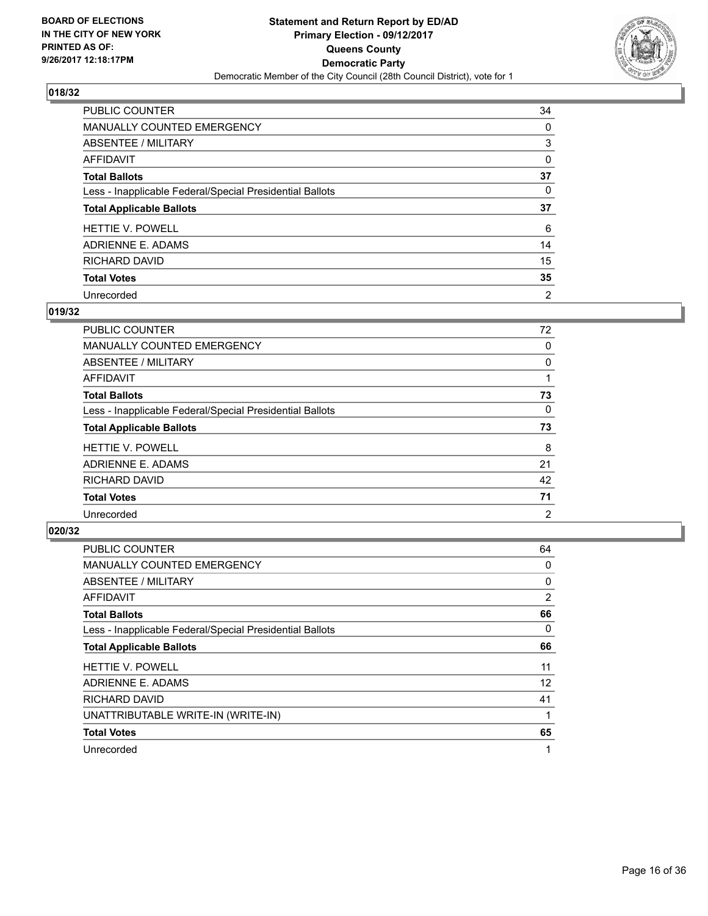**BOARD OF ELECTIONS IN THE CITY OF NEW YORK PRINTED AS OF: 9/26/2017 12:18:17PM**

# Statement and Return Report by ED/AD
## Primary Election - 09/12/2017
## Queens County
## Democratic Party
### Democratic Member of the City Council (28th Council District), vote for 1

### 018/32

| | |
|---|---|
| PUBLIC COUNTER | 34 |
| MANUALLY COUNTED EMERGENCY | 0 |
| ABSENTEE / MILITARY | 3 |
| AFFIDAVIT | 0 |
| **Total Ballots** | **37** |
| Less - Inapplicable Federal/Special Presidential Ballots | 0 |
| **Total Applicable Ballots** | **37** |
| HETTIE V. POWELL | 6 |
| ADRIENNE E. ADAMS | 14 |
| RICHARD DAVID | 15 |
| **Total Votes** | **35** |
| Unrecorded | 2 |

### 019/32

| | |
|---|---|
| PUBLIC COUNTER | 72 |
| MANUALLY COUNTED EMERGENCY | 0 |
| ABSENTEE / MILITARY | 0 |
| AFFIDAVIT | 1 |
| **Total Ballots** | **73** |
| Less - Inapplicable Federal/Special Presidential Ballots | 0 |
| **Total Applicable Ballots** | **73** |
| HETTIE V. POWELL | 8 |
| ADRIENNE E. ADAMS | 21 |
| RICHARD DAVID | 42 |
| **Total Votes** | **71** |
| Unrecorded | 2 |

### 020/32

| | |
|---|---|
| PUBLIC COUNTER | 64 |
| MANUALLY COUNTED EMERGENCY | 0 |
| ABSENTEE / MILITARY | 0 |
| AFFIDAVIT | 2 |
| **Total Ballots** | **66** |
| Less - Inapplicable Federal/Special Presidential Ballots | 0 |
| **Total Applicable Ballots** | **66** |
| HETTIE V. POWELL | 11 |
| ADRIENNE E. ADAMS | 12 |
| RICHARD DAVID | 41 |
| UNATTRIBUTABLE WRITE-IN (WRITE-IN) | 1 |
| **Total Votes** | **65** |
| Unrecorded | 1 |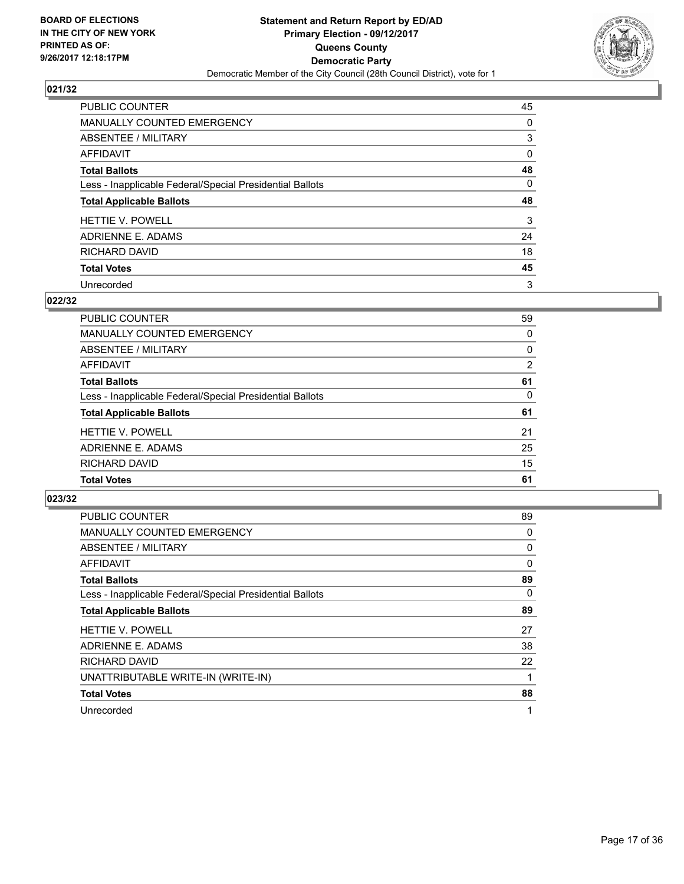BOARD OF ELECTIONS
IN THE CITY OF NEW YORK
PRINTED AS OF:
9/26/2017 12:18:17PM

**Statement and Return Report by ED/AD**
**Primary Election - 09/12/2017**
**Queens County**
**Democratic Party**
Democratic Member of the City Council (28th Council District), vote for 1

### 021/32

| | |
|---|---|
| PUBLIC COUNTER | 45 |
| MANUALLY COUNTED EMERGENCY | 0 |
| ABSENTEE / MILITARY | 3 |
| AFFIDAVIT | 0 |
| **Total Ballots** | **48** |
| Less - Inapplicable Federal/Special Presidential Ballots | 0 |
| **Total Applicable Ballots** | **48** |
| HETTIE V. POWELL | 3 |
| ADRIENNE E. ADAMS | 24 |
| RICHARD DAVID | 18 |
| **Total Votes** | **45** |
| Unrecorded | 3 |

### 022/32

| | |
|---|---|
| PUBLIC COUNTER | 59 |
| MANUALLY COUNTED EMERGENCY | 0 |
| ABSENTEE / MILITARY | 0 |
| AFFIDAVIT | 2 |
| **Total Ballots** | **61** |
| Less - Inapplicable Federal/Special Presidential Ballots | 0 |
| **Total Applicable Ballots** | **61** |
| HETTIE V. POWELL | 21 |
| ADRIENNE E. ADAMS | 25 |
| RICHARD DAVID | 15 |
| **Total Votes** | **61** |

### 023/32

| | |
|---|---|
| PUBLIC COUNTER | 89 |
| MANUALLY COUNTED EMERGENCY | 0 |
| ABSENTEE / MILITARY | 0 |
| AFFIDAVIT | 0 |
| **Total Ballots** | **89** |
| Less - Inapplicable Federal/Special Presidential Ballots | 0 |
| **Total Applicable Ballots** | **89** |
| HETTIE V. POWELL | 27 |
| ADRIENNE E. ADAMS | 38 |
| RICHARD DAVID | 22 |
| UNATTRIBUTABLE WRITE-IN (WRITE-IN) | 1 |
| **Total Votes** | **88** |
| Unrecorded | 1 |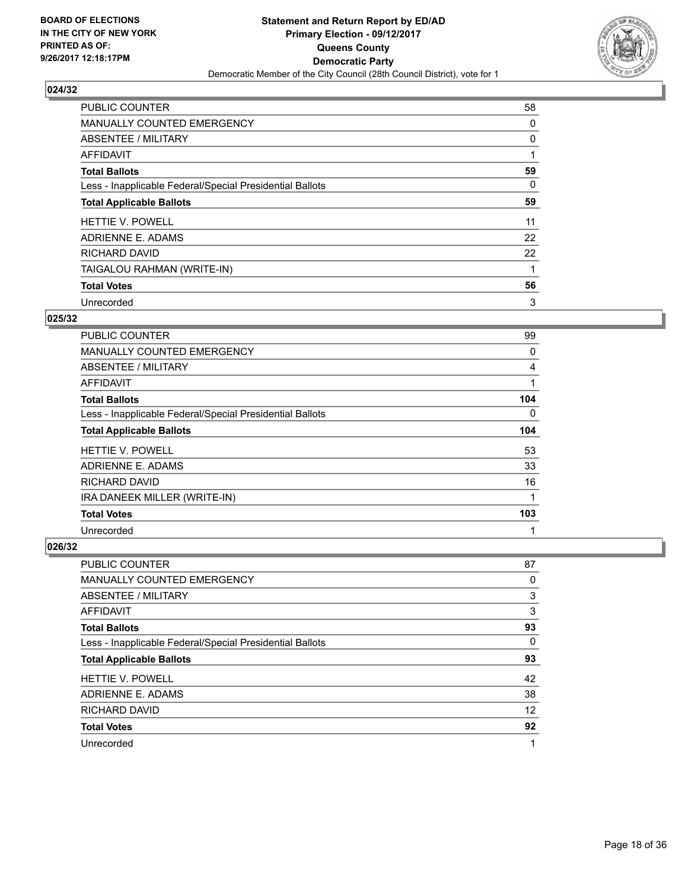**BOARD OF ELECTIONS IN THE CITY OF NEW YORK PRINTED AS OF: 9/26/2017 12:18:17PM**

**Statement and Return Report by ED/AD**
**Primary Election - 09/12/2017**
**Queens County**
**Democratic Party**
Democratic Member of the City Council (28th Council District), vote for 1

### 024/32

| | |
|---|---|
| PUBLIC COUNTER | 58 |
| MANUALLY COUNTED EMERGENCY | 0 |
| ABSENTEE / MILITARY | 0 |
| AFFIDAVIT | 1 |
| **Total Ballots** | **59** |
| Less - Inapplicable Federal/Special Presidential Ballots | 0 |
| **Total Applicable Ballots** | **59** |
| HETTIE V. POWELL | 11 |
| ADRIENNE E. ADAMS | 22 |
| RICHARD DAVID | 22 |
| TAIGALOU RAHMAN (WRITE-IN) | 1 |
| **Total Votes** | **56** |
| Unrecorded | 3 |

### 025/32

| | |
|---|---|
| PUBLIC COUNTER | 99 |
| MANUALLY COUNTED EMERGENCY | 0 |
| ABSENTEE / MILITARY | 4 |
| AFFIDAVIT | 1 |
| **Total Ballots** | **104** |
| Less - Inapplicable Federal/Special Presidential Ballots | 0 |
| **Total Applicable Ballots** | **104** |
| HETTIE V. POWELL | 53 |
| ADRIENNE E. ADAMS | 33 |
| RICHARD DAVID | 16 |
| IRA DANEEK MILLER (WRITE-IN) | 1 |
| **Total Votes** | **103** |
| Unrecorded | 1 |

### 026/32

| | |
|---|---|
| PUBLIC COUNTER | 87 |
| MANUALLY COUNTED EMERGENCY | 0 |
| ABSENTEE / MILITARY | 3 |
| AFFIDAVIT | 3 |
| **Total Ballots** | **93** |
| Less - Inapplicable Federal/Special Presidential Ballots | 0 |
| **Total Applicable Ballots** | **93** |
| HETTIE V. POWELL | 42 |
| ADRIENNE E. ADAMS | 38 |
| RICHARD DAVID | 12 |
| **Total Votes** | **92** |
| Unrecorded | 1 |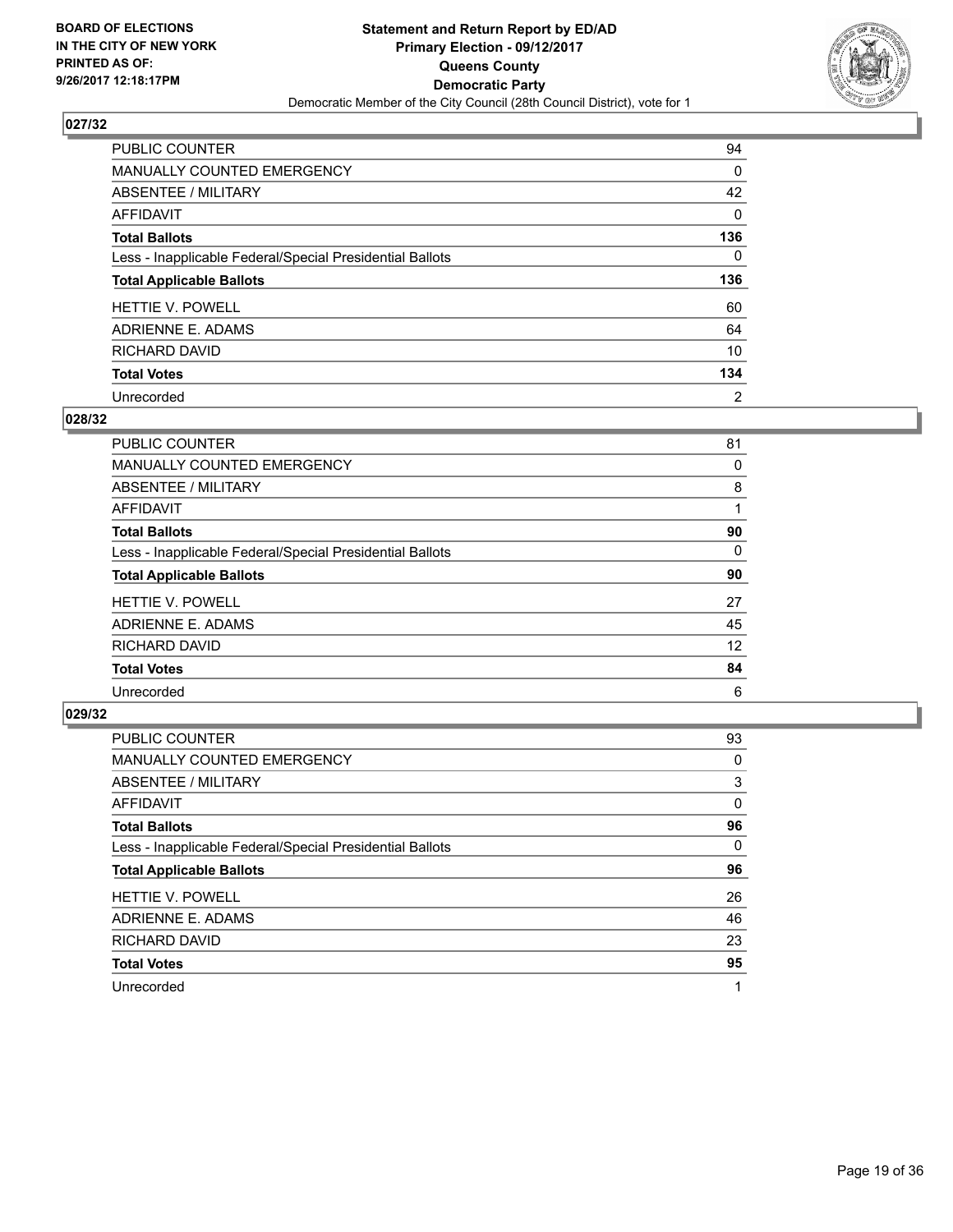**BOARD OF ELECTIONS IN THE CITY OF NEW YORK PRINTED AS OF: 9/26/2017 12:18:17PM**

**Statement and Return Report by ED/AD**
**Primary Election - 09/12/2017**
**Queens County**
**Democratic Party**
Democratic Member of the City Council (28th Council District), vote for 1

### 027/32

| | |
|---|---|
| PUBLIC COUNTER | 94 |
| MANUALLY COUNTED EMERGENCY | 0 |
| ABSENTEE / MILITARY | 42 |
| AFFIDAVIT | 0 |
| **Total Ballots** | **136** |
| Less - Inapplicable Federal/Special Presidential Ballots | 0 |
| **Total Applicable Ballots** | **136** |
| HETTIE V. POWELL | 60 |
| ADRIENNE E. ADAMS | 64 |
| RICHARD DAVID | 10 |
| **Total Votes** | **134** |
| Unrecorded | 2 |

### 028/32

| | |
|---|---|
| PUBLIC COUNTER | 81 |
| MANUALLY COUNTED EMERGENCY | 0 |
| ABSENTEE / MILITARY | 8 |
| AFFIDAVIT | 1 |
| **Total Ballots** | **90** |
| Less - Inapplicable Federal/Special Presidential Ballots | 0 |
| **Total Applicable Ballots** | **90** |
| HETTIE V. POWELL | 27 |
| ADRIENNE E. ADAMS | 45 |
| RICHARD DAVID | 12 |
| **Total Votes** | **84** |
| Unrecorded | 6 |

### 029/32

| | |
|---|---|
| PUBLIC COUNTER | 93 |
| MANUALLY COUNTED EMERGENCY | 0 |
| ABSENTEE / MILITARY | 3 |
| AFFIDAVIT | 0 |
| **Total Ballots** | **96** |
| Less - Inapplicable Federal/Special Presidential Ballots | 0 |
| **Total Applicable Ballots** | **96** |
| HETTIE V. POWELL | 26 |
| ADRIENNE E. ADAMS | 46 |
| RICHARD DAVID | 23 |
| **Total Votes** | **95** |
| Unrecorded | 1 |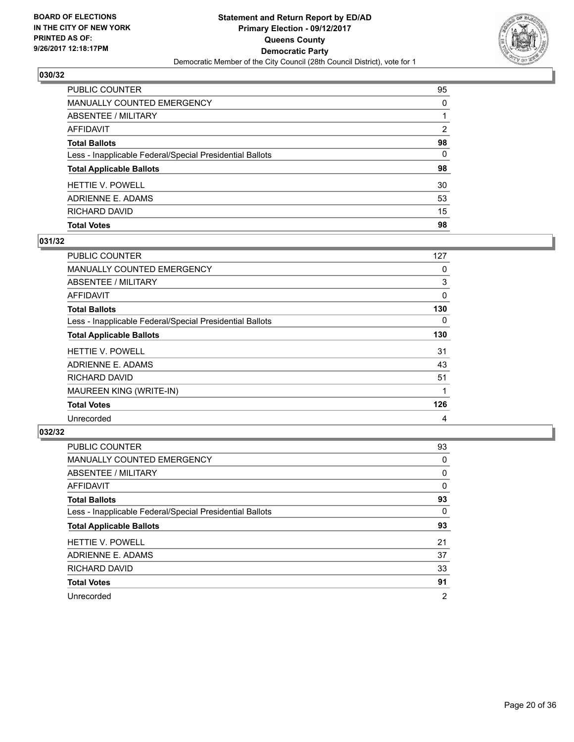BOARD OF ELECTIONS
IN THE CITY OF NEW YORK
PRINTED AS OF:
9/26/2017 12:18:17PM

**Statement and Return Report by ED/AD**
**Primary Election - 09/12/2017**
**Queens County**
**Democratic Party**
Democratic Member of the City Council (28th Council District), vote for 1

## 030/32

| | |
|---|---|
| PUBLIC COUNTER | 95 |
| MANUALLY COUNTED EMERGENCY | 0 |
| ABSENTEE / MILITARY | 1 |
| AFFIDAVIT | 2 |
| **Total Ballots** | **98** |
| Less - Inapplicable Federal/Special Presidential Ballots | 0 |
| **Total Applicable Ballots** | **98** |
| HETTIE V. POWELL | 30 |
| ADRIENNE E. ADAMS | 53 |
| RICHARD DAVID | 15 |
| **Total Votes** | **98** |

## 031/32

| | |
|---|---|
| PUBLIC COUNTER | 127 |
| MANUALLY COUNTED EMERGENCY | 0 |
| ABSENTEE / MILITARY | 3 |
| AFFIDAVIT | 0 |
| **Total Ballots** | **130** |
| Less - Inapplicable Federal/Special Presidential Ballots | 0 |
| **Total Applicable Ballots** | **130** |
| HETTIE V. POWELL | 31 |
| ADRIENNE E. ADAMS | 43 |
| RICHARD DAVID | 51 |
| MAUREEN KING (WRITE-IN) | 1 |
| **Total Votes** | **126** |
| Unrecorded | 4 |

## 032/32

| | |
|---|---|
| PUBLIC COUNTER | 93 |
| MANUALLY COUNTED EMERGENCY | 0 |
| ABSENTEE / MILITARY | 0 |
| AFFIDAVIT | 0 |
| **Total Ballots** | **93** |
| Less - Inapplicable Federal/Special Presidential Ballots | 0 |
| **Total Applicable Ballots** | **93** |
| HETTIE V. POWELL | 21 |
| ADRIENNE E. ADAMS | 37 |
| RICHARD DAVID | 33 |
| **Total Votes** | **91** |
| Unrecorded | 2 |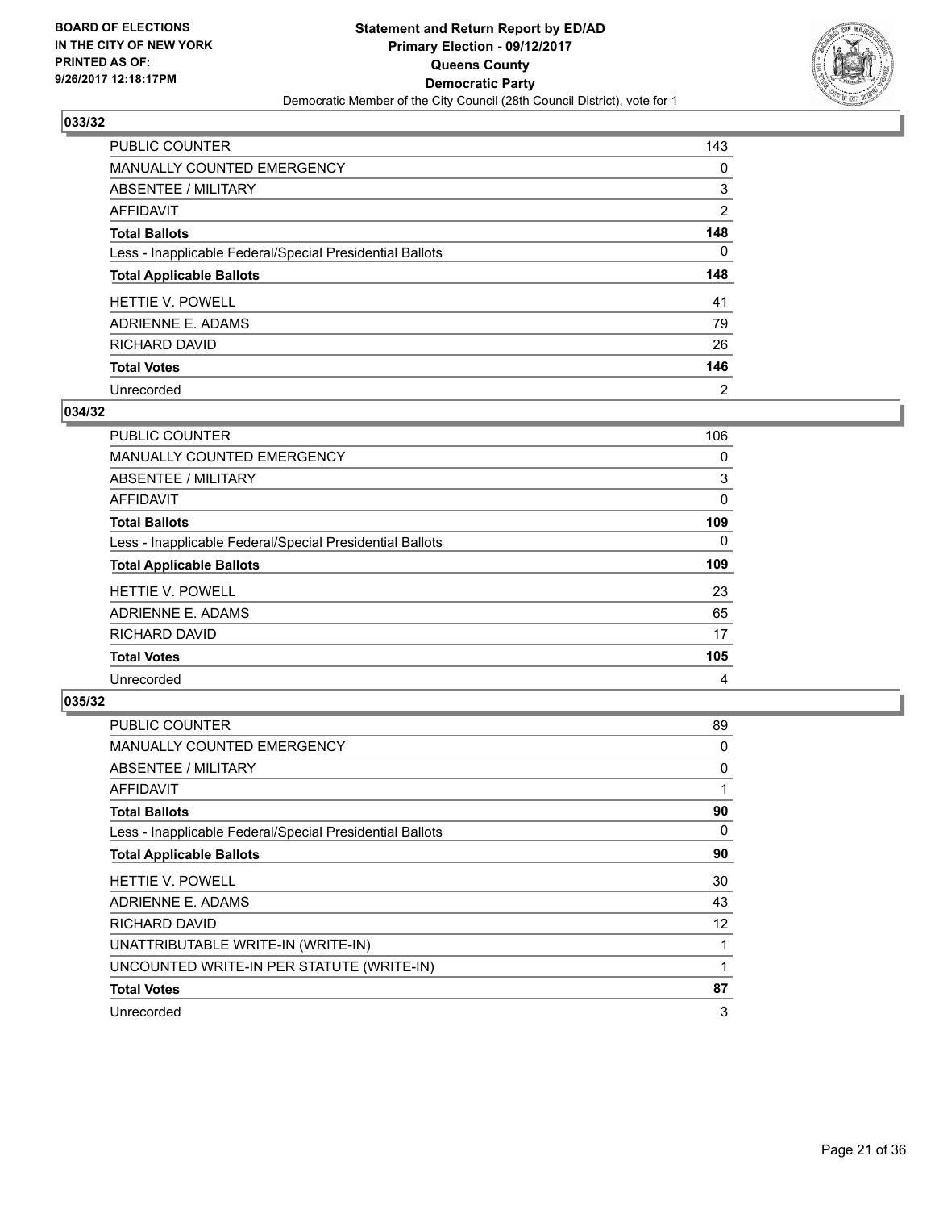**BOARD OF ELECTIONS IN THE CITY OF NEW YORK PRINTED AS OF: 9/26/2017 12:18:17PM**

**Statement and Return Report by ED/AD Primary Election - 09/12/2017 Queens County Democratic Party**

Democratic Member of the City Council (28th Council District), vote for 1

## 033/32

| | |
|---|---|
| PUBLIC COUNTER | 143 |
| MANUALLY COUNTED EMERGENCY | 0 |
| ABSENTEE / MILITARY | 3 |
| AFFIDAVIT | 2 |
| **Total Ballots** | **148** |
| Less - Inapplicable Federal/Special Presidential Ballots | 0 |
| **Total Applicable Ballots** | **148** |
| HETTIE V. POWELL | 41 |
| ADRIENNE E. ADAMS | 79 |
| RICHARD DAVID | 26 |
| **Total Votes** | **146** |
| Unrecorded | 2 |

## 034/32

| | |
|---|---|
| PUBLIC COUNTER | 106 |
| MANUALLY COUNTED EMERGENCY | 0 |
| ABSENTEE / MILITARY | 3 |
| AFFIDAVIT | 0 |
| **Total Ballots** | **109** |
| Less - Inapplicable Federal/Special Presidential Ballots | 0 |
| **Total Applicable Ballots** | **109** |
| HETTIE V. POWELL | 23 |
| ADRIENNE E. ADAMS | 65 |
| RICHARD DAVID | 17 |
| **Total Votes** | **105** |
| Unrecorded | 4 |

## 035/32

| | |
|---|---|
| PUBLIC COUNTER | 89 |
| MANUALLY COUNTED EMERGENCY | 0 |
| ABSENTEE / MILITARY | 0 |
| AFFIDAVIT | 1 |
| **Total Ballots** | **90** |
| Less - Inapplicable Federal/Special Presidential Ballots | 0 |
| **Total Applicable Ballots** | **90** |
| HETTIE V. POWELL | 30 |
| ADRIENNE E. ADAMS | 43 |
| RICHARD DAVID | 12 |
| UNATTRIBUTABLE WRITE-IN (WRITE-IN) | 1 |
| UNCOUNTED WRITE-IN PER STATUTE (WRITE-IN) | 1 |
| **Total Votes** | **87** |
| Unrecorded | 3 |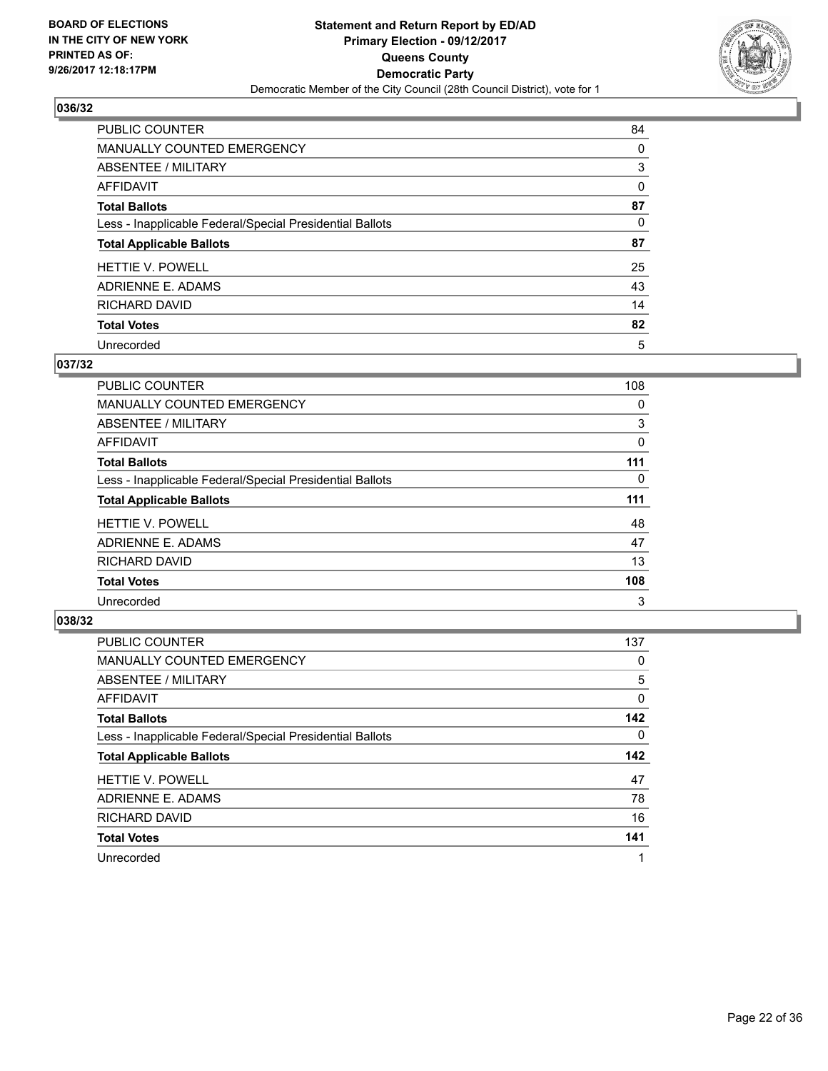BOARD OF ELECTIONS
IN THE CITY OF NEW YORK
PRINTED AS OF:
9/26/2017 12:18:17PM

**Statement and Return Report by ED/AD**
**Primary Election - 09/12/2017**
**Queens County**
**Democratic Party**
Democratic Member of the City Council (28th Council District), vote for 1

### 036/32

| | |
|---|---|
| PUBLIC COUNTER | 84 |
| MANUALLY COUNTED EMERGENCY | 0 |
| ABSENTEE / MILITARY | 3 |
| AFFIDAVIT | 0 |
| **Total Ballots** | **87** |
| Less - Inapplicable Federal/Special Presidential Ballots | 0 |
| **Total Applicable Ballots** | **87** |
| HETTIE V. POWELL | 25 |
| ADRIENNE E. ADAMS | 43 |
| RICHARD DAVID | 14 |
| **Total Votes** | **82** |
| Unrecorded | 5 |

### 037/32

| | |
|---|---|
| PUBLIC COUNTER | 108 |
| MANUALLY COUNTED EMERGENCY | 0 |
| ABSENTEE / MILITARY | 3 |
| AFFIDAVIT | 0 |
| **Total Ballots** | **111** |
| Less - Inapplicable Federal/Special Presidential Ballots | 0 |
| **Total Applicable Ballots** | **111** |
| HETTIE V. POWELL | 48 |
| ADRIENNE E. ADAMS | 47 |
| RICHARD DAVID | 13 |
| **Total Votes** | **108** |
| Unrecorded | 3 |

### 038/32

| | |
|---|---|
| PUBLIC COUNTER | 137 |
| MANUALLY COUNTED EMERGENCY | 0 |
| ABSENTEE / MILITARY | 5 |
| AFFIDAVIT | 0 |
| **Total Ballots** | **142** |
| Less - Inapplicable Federal/Special Presidential Ballots | 0 |
| **Total Applicable Ballots** | **142** |
| HETTIE V. POWELL | 47 |
| ADRIENNE E. ADAMS | 78 |
| RICHARD DAVID | 16 |
| **Total Votes** | **141** |
| Unrecorded | 1 |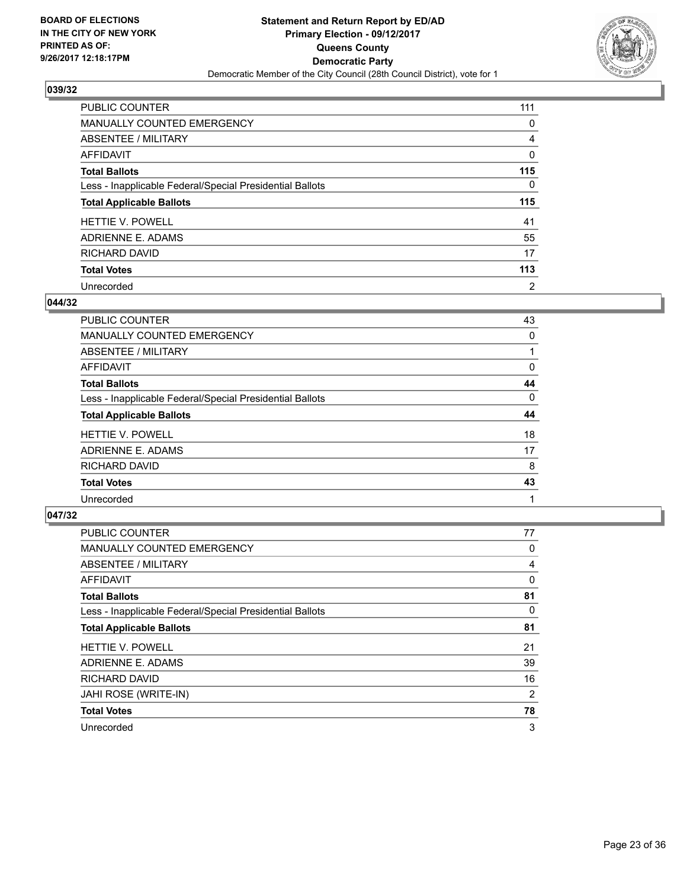BOARD OF ELECTIONS
IN THE CITY OF NEW YORK
PRINTED AS OF:
9/26/2017 12:18:17PM

**Statement and Return Report by ED/AD**
**Primary Election - 09/12/2017**
**Queens County**
**Democratic Party**
Democratic Member of the City Council (28th Council District), vote for 1

### 039/32

| | |
|---|---|
| PUBLIC COUNTER | 111 |
| MANUALLY COUNTED EMERGENCY | 0 |
| ABSENTEE / MILITARY | 4 |
| AFFIDAVIT | 0 |
| **Total Ballots** | **115** |
| Less - Inapplicable Federal/Special Presidential Ballots | 0 |
| **Total Applicable Ballots** | **115** |
| HETTIE V. POWELL | 41 |
| ADRIENNE E. ADAMS | 55 |
| RICHARD DAVID | 17 |
| **Total Votes** | **113** |
| Unrecorded | 2 |

### 044/32

| | |
|---|---|
| PUBLIC COUNTER | 43 |
| MANUALLY COUNTED EMERGENCY | 0 |
| ABSENTEE / MILITARY | 1 |
| AFFIDAVIT | 0 |
| **Total Ballots** | **44** |
| Less - Inapplicable Federal/Special Presidential Ballots | 0 |
| **Total Applicable Ballots** | **44** |
| HETTIE V. POWELL | 18 |
| ADRIENNE E. ADAMS | 17 |
| RICHARD DAVID | 8 |
| **Total Votes** | **43** |
| Unrecorded | 1 |

### 047/32

| | |
|---|---|
| PUBLIC COUNTER | 77 |
| MANUALLY COUNTED EMERGENCY | 0 |
| ABSENTEE / MILITARY | 4 |
| AFFIDAVIT | 0 |
| **Total Ballots** | **81** |
| Less - Inapplicable Federal/Special Presidential Ballots | 0 |
| **Total Applicable Ballots** | **81** |
| HETTIE V. POWELL | 21 |
| ADRIENNE E. ADAMS | 39 |
| RICHARD DAVID | 16 |
| JAHI ROSE (WRITE-IN) | 2 |
| **Total Votes** | **78** |
| Unrecorded | 3 |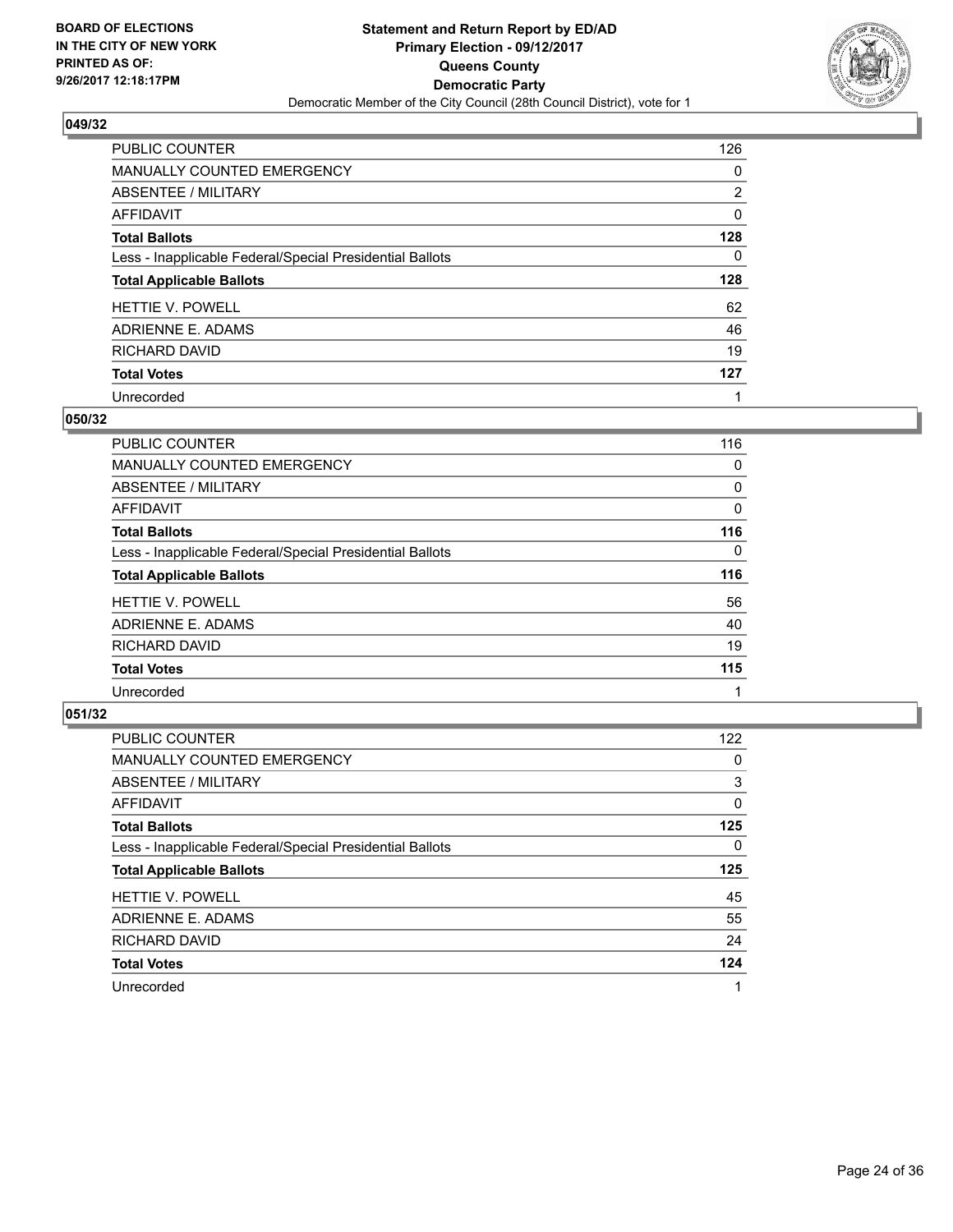**BOARD OF ELECTIONS IN THE CITY OF NEW YORK PRINTED AS OF: 9/26/2017 12:18:17PM**

# Statement and Return Report by ED/AD
## Primary Election - 09/12/2017
## Queens County
## Democratic Party
### Democratic Member of the City Council (28th Council District), vote for 1

### 049/32

| | |
|---|---|
| PUBLIC COUNTER | 126 |
| MANUALLY COUNTED EMERGENCY | 0 |
| ABSENTEE / MILITARY | 2 |
| AFFIDAVIT | 0 |
| **Total Ballots** | **128** |
| Less - Inapplicable Federal/Special Presidential Ballots | 0 |
| **Total Applicable Ballots** | **128** |
| HETTIE V. POWELL | 62 |
| ADRIENNE E. ADAMS | 46 |
| RICHARD DAVID | 19 |
| **Total Votes** | **127** |
| Unrecorded | 1 |

### 050/32

| | |
|---|---|
| PUBLIC COUNTER | 116 |
| MANUALLY COUNTED EMERGENCY | 0 |
| ABSENTEE / MILITARY | 0 |
| AFFIDAVIT | 0 |
| **Total Ballots** | **116** |
| Less - Inapplicable Federal/Special Presidential Ballots | 0 |
| **Total Applicable Ballots** | **116** |
| HETTIE V. POWELL | 56 |
| ADRIENNE E. ADAMS | 40 |
| RICHARD DAVID | 19 |
| **Total Votes** | **115** |
| Unrecorded | 1 |

### 051/32

| | |
|---|---|
| PUBLIC COUNTER | 122 |
| MANUALLY COUNTED EMERGENCY | 0 |
| ABSENTEE / MILITARY | 3 |
| AFFIDAVIT | 0 |
| **Total Ballots** | **125** |
| Less - Inapplicable Federal/Special Presidential Ballots | 0 |
| **Total Applicable Ballots** | **125** |
| HETTIE V. POWELL | 45 |
| ADRIENNE E. ADAMS | 55 |
| RICHARD DAVID | 24 |
| **Total Votes** | **124** |
| Unrecorded | 1 |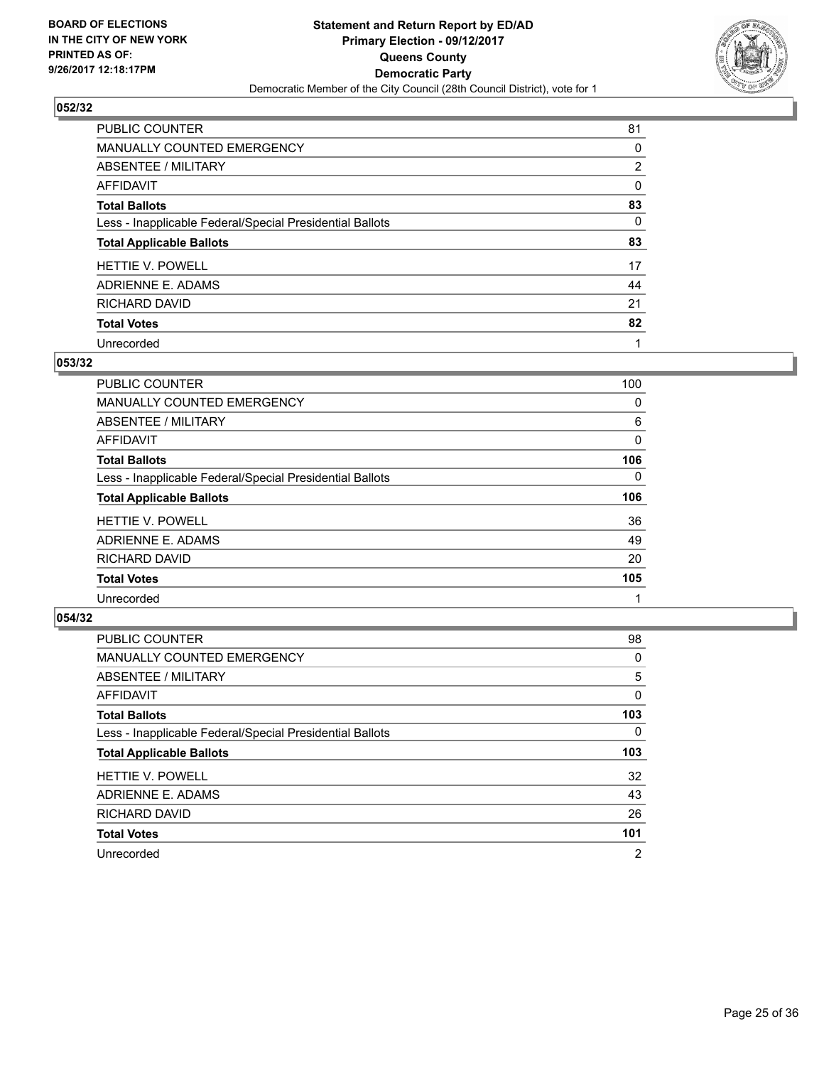BOARD OF ELECTIONS
IN THE CITY OF NEW YORK
PRINTED AS OF:
9/26/2017 12:18:17PM

**Statement and Return Report by ED/AD**
**Primary Election - 09/12/2017**
**Queens County**
**Democratic Party**
Democratic Member of the City Council (28th Council District), vote for 1

## 052/32

| | |
|---|---|
| PUBLIC COUNTER | 81 |
| MANUALLY COUNTED EMERGENCY | 0 |
| ABSENTEE / MILITARY | 2 |
| AFFIDAVIT | 0 |
| **Total Ballots** | **83** |
| Less - Inapplicable Federal/Special Presidential Ballots | 0 |
| **Total Applicable Ballots** | **83** |
| HETTIE V. POWELL | 17 |
| ADRIENNE E. ADAMS | 44 |
| RICHARD DAVID | 21 |
| **Total Votes** | **82** |
| Unrecorded | 1 |

## 053/32

| | |
|---|---|
| PUBLIC COUNTER | 100 |
| MANUALLY COUNTED EMERGENCY | 0 |
| ABSENTEE / MILITARY | 6 |
| AFFIDAVIT | 0 |
| **Total Ballots** | **106** |
| Less - Inapplicable Federal/Special Presidential Ballots | 0 |
| **Total Applicable Ballots** | **106** |
| HETTIE V. POWELL | 36 |
| ADRIENNE E. ADAMS | 49 |
| RICHARD DAVID | 20 |
| **Total Votes** | **105** |
| Unrecorded | 1 |

## 054/32

| | |
|---|---|
| PUBLIC COUNTER | 98 |
| MANUALLY COUNTED EMERGENCY | 0 |
| ABSENTEE / MILITARY | 5 |
| AFFIDAVIT | 0 |
| **Total Ballots** | **103** |
| Less - Inapplicable Federal/Special Presidential Ballots | 0 |
| **Total Applicable Ballots** | **103** |
| HETTIE V. POWELL | 32 |
| ADRIENNE E. ADAMS | 43 |
| RICHARD DAVID | 26 |
| **Total Votes** | **101** |
| Unrecorded | 2 |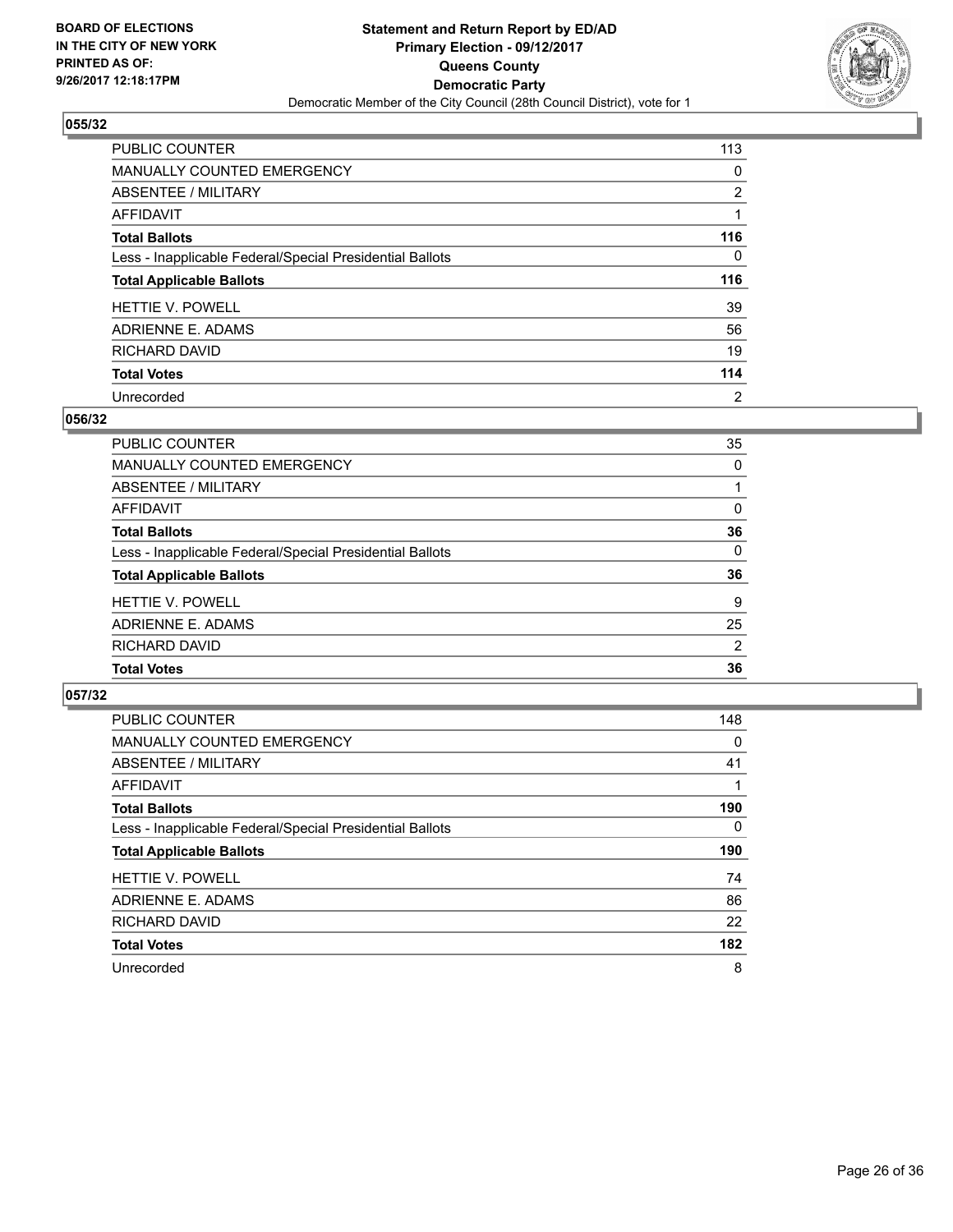**BOARD OF ELECTIONS IN THE CITY OF NEW YORK PRINTED AS OF: 9/26/2017 12:18:17PM**

# Statement and Return Report by ED/AD
## Primary Election - 09/12/2017
## Queens County
## Democratic Party
Democratic Member of the City Council (28th Council District), vote for 1

### 055/32

| | |
|---|---|
| PUBLIC COUNTER | 113 |
| MANUALLY COUNTED EMERGENCY | 0 |
| ABSENTEE / MILITARY | 2 |
| AFFIDAVIT | 1 |
| **Total Ballots** | **116** |
| Less - Inapplicable Federal/Special Presidential Ballots | 0 |
| **Total Applicable Ballots** | **116** |
| HETTIE V. POWELL | 39 |
| ADRIENNE E. ADAMS | 56 |
| RICHARD DAVID | 19 |
| **Total Votes** | **114** |
| Unrecorded | 2 |

### 056/32

| | |
|---|---|
| PUBLIC COUNTER | 35 |
| MANUALLY COUNTED EMERGENCY | 0 |
| ABSENTEE / MILITARY | 1 |
| AFFIDAVIT | 0 |
| **Total Ballots** | **36** |
| Less - Inapplicable Federal/Special Presidential Ballots | 0 |
| **Total Applicable Ballots** | **36** |
| HETTIE V. POWELL | 9 |
| ADRIENNE E. ADAMS | 25 |
| RICHARD DAVID | 2 |
| **Total Votes** | **36** |

### 057/32

| | |
|---|---|
| PUBLIC COUNTER | 148 |
| MANUALLY COUNTED EMERGENCY | 0 |
| ABSENTEE / MILITARY | 41 |
| AFFIDAVIT | 1 |
| **Total Ballots** | **190** |
| Less - Inapplicable Federal/Special Presidential Ballots | 0 |
| **Total Applicable Ballots** | **190** |
| HETTIE V. POWELL | 74 |
| ADRIENNE E. ADAMS | 86 |
| RICHARD DAVID | 22 |
| **Total Votes** | **182** |
| Unrecorded | 8 |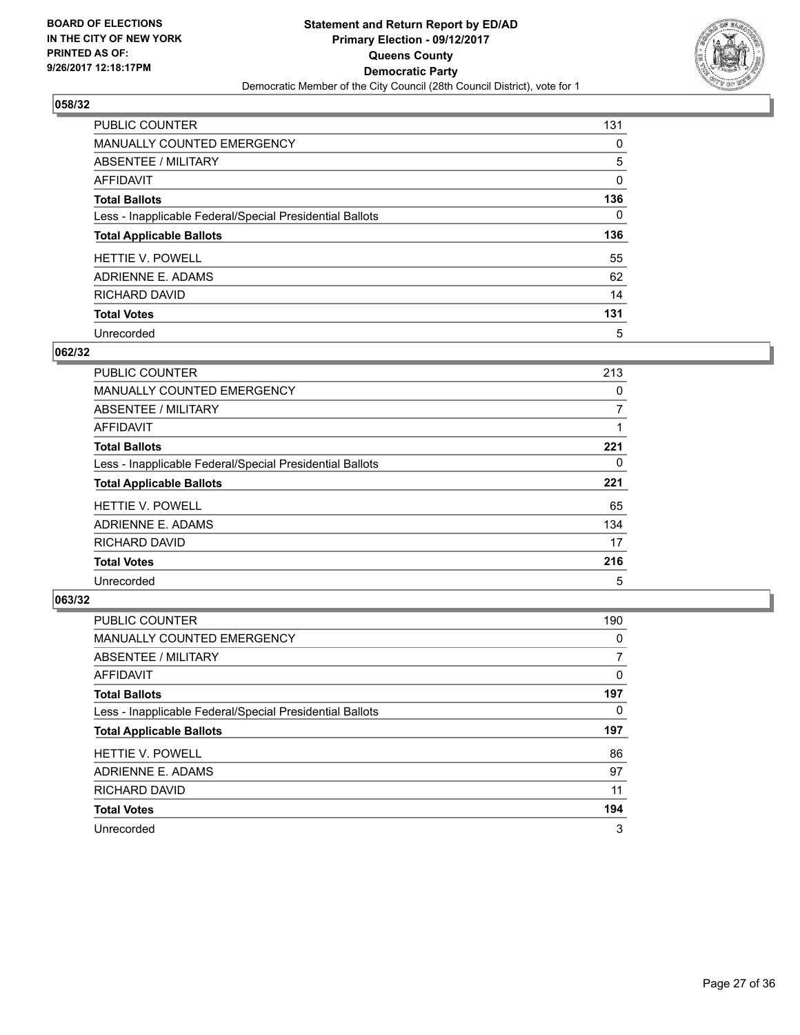BOARD OF ELECTIONS
IN THE CITY OF NEW YORK
PRINTED AS OF:
9/26/2017 12:18:17PM

**Statement and Return Report by ED/AD**
**Primary Election - 09/12/2017**
**Queens County**
**Democratic Party**
Democratic Member of the City Council (28th Council District), vote for 1

### 058/32

| | |
|---|---|
| PUBLIC COUNTER | 131 |
| MANUALLY COUNTED EMERGENCY | 0 |
| ABSENTEE / MILITARY | 5 |
| AFFIDAVIT | 0 |
| **Total Ballots** | **136** |
| Less - Inapplicable Federal/Special Presidential Ballots | 0 |
| **Total Applicable Ballots** | **136** |
| HETTIE V. POWELL | 55 |
| ADRIENNE E. ADAMS | 62 |
| RICHARD DAVID | 14 |
| **Total Votes** | **131** |
| Unrecorded | 5 |

### 062/32

| | |
|---|---|
| PUBLIC COUNTER | 213 |
| MANUALLY COUNTED EMERGENCY | 0 |
| ABSENTEE / MILITARY | 7 |
| AFFIDAVIT | 1 |
| **Total Ballots** | **221** |
| Less - Inapplicable Federal/Special Presidential Ballots | 0 |
| **Total Applicable Ballots** | **221** |
| HETTIE V. POWELL | 65 |
| ADRIENNE E. ADAMS | 134 |
| RICHARD DAVID | 17 |
| **Total Votes** | **216** |
| Unrecorded | 5 |

### 063/32

| | |
|---|---|
| PUBLIC COUNTER | 190 |
| MANUALLY COUNTED EMERGENCY | 0 |
| ABSENTEE / MILITARY | 7 |
| AFFIDAVIT | 0 |
| **Total Ballots** | **197** |
| Less - Inapplicable Federal/Special Presidential Ballots | 0 |
| **Total Applicable Ballots** | **197** |
| HETTIE V. POWELL | 86 |
| ADRIENNE E. ADAMS | 97 |
| RICHARD DAVID | 11 |
| **Total Votes** | **194** |
| Unrecorded | 3 |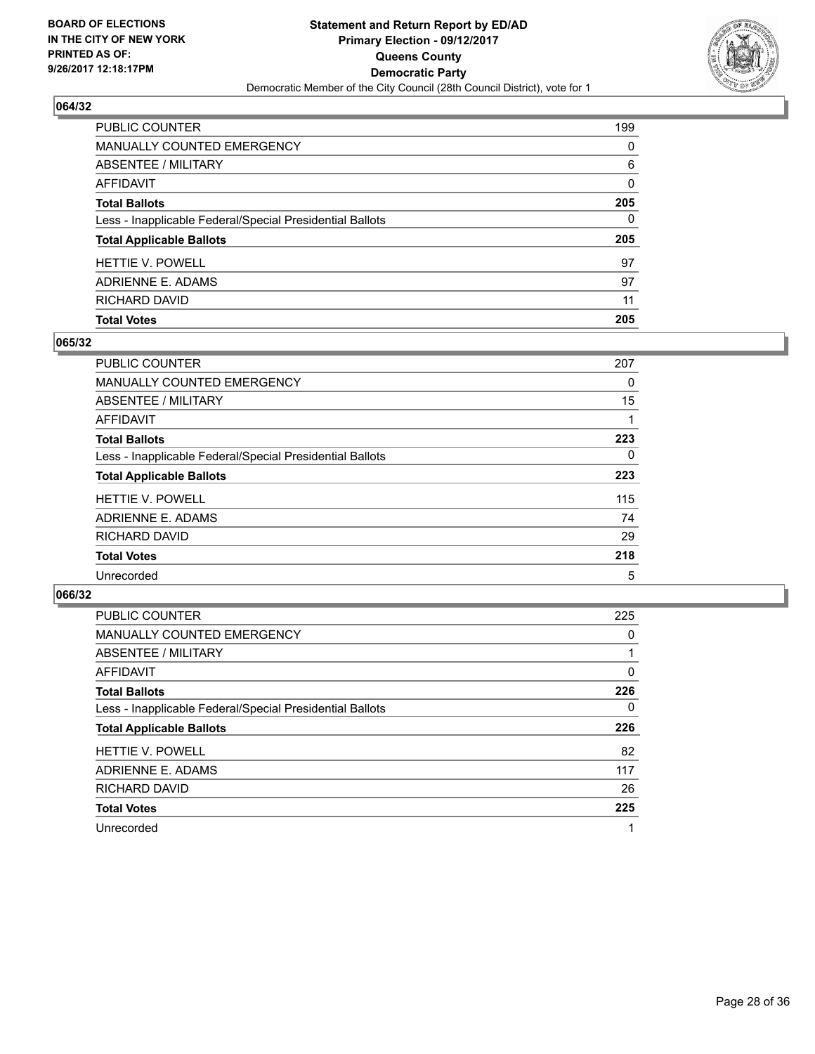BOARD OF ELECTIONS
IN THE CITY OF NEW YORK
PRINTED AS OF:
9/26/2017 12:18:17PM

**Statement and Return Report by ED/AD**
**Primary Election - 09/12/2017**
**Queens County**
**Democratic Party**
Democratic Member of the City Council (28th Council District), vote for 1

## 064/32

| | |
|---|---|
| PUBLIC COUNTER | 199 |
| MANUALLY COUNTED EMERGENCY | 0 |
| ABSENTEE / MILITARY | 6 |
| AFFIDAVIT | 0 |
| **Total Ballots** | **205** |
| Less - Inapplicable Federal/Special Presidential Ballots | 0 |
| **Total Applicable Ballots** | **205** |
| HETTIE V. POWELL | 97 |
| ADRIENNE E. ADAMS | 97 |
| RICHARD DAVID | 11 |
| **Total Votes** | **205** |

## 065/32

| | |
|---|---|
| PUBLIC COUNTER | 207 |
| MANUALLY COUNTED EMERGENCY | 0 |
| ABSENTEE / MILITARY | 15 |
| AFFIDAVIT | 1 |
| **Total Ballots** | **223** |
| Less - Inapplicable Federal/Special Presidential Ballots | 0 |
| **Total Applicable Ballots** | **223** |
| HETTIE V. POWELL | 115 |
| ADRIENNE E. ADAMS | 74 |
| RICHARD DAVID | 29 |
| **Total Votes** | **218** |
| Unrecorded | 5 |

## 066/32

| | |
|---|---|
| PUBLIC COUNTER | 225 |
| MANUALLY COUNTED EMERGENCY | 0 |
| ABSENTEE / MILITARY | 1 |
| AFFIDAVIT | 0 |
| **Total Ballots** | **226** |
| Less - Inapplicable Federal/Special Presidential Ballots | 0 |
| **Total Applicable Ballots** | **226** |
| HETTIE V. POWELL | 82 |
| ADRIENNE E. ADAMS | 117 |
| RICHARD DAVID | 26 |
| **Total Votes** | **225** |
| Unrecorded | 1 |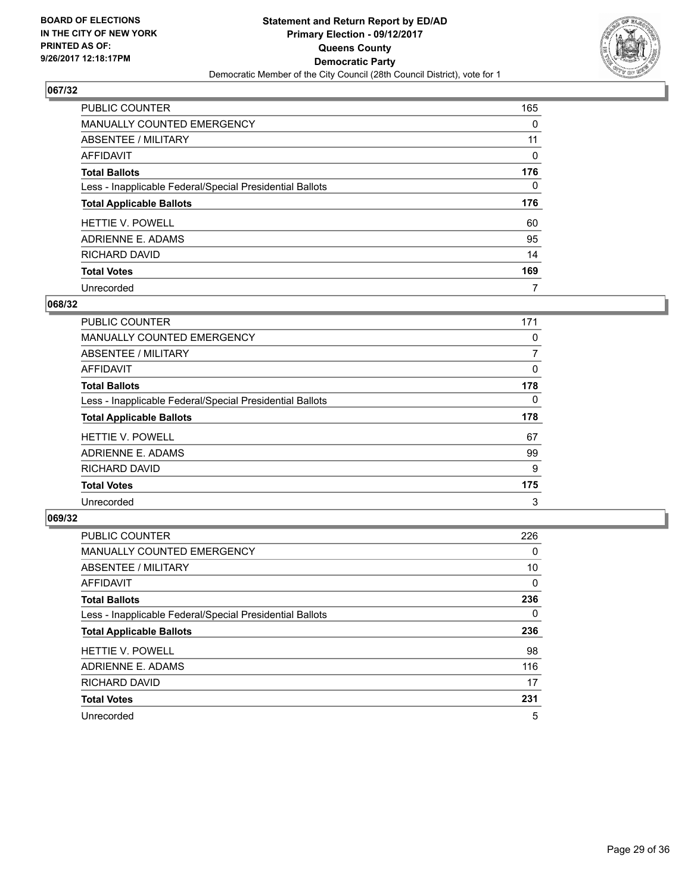BOARD OF ELECTIONS
IN THE CITY OF NEW YORK
PRINTED AS OF:
9/26/2017 12:18:17PM

**Statement and Return Report by ED/AD**
**Primary Election - 09/12/2017**
**Queens County**
**Democratic Party**
Democratic Member of the City Council (28th Council District), vote for 1

## 067/32

| | |
|---|---|
| PUBLIC COUNTER | 165 |
| MANUALLY COUNTED EMERGENCY | 0 |
| ABSENTEE / MILITARY | 11 |
| AFFIDAVIT | 0 |
| **Total Ballots** | **176** |
| Less - Inapplicable Federal/Special Presidential Ballots | 0 |
| **Total Applicable Ballots** | **176** |
| HETTIE V. POWELL | 60 |
| ADRIENNE E. ADAMS | 95 |
| RICHARD DAVID | 14 |
| **Total Votes** | **169** |
| Unrecorded | 7 |

## 068/32

| | |
|---|---|
| PUBLIC COUNTER | 171 |
| MANUALLY COUNTED EMERGENCY | 0 |
| ABSENTEE / MILITARY | 7 |
| AFFIDAVIT | 0 |
| **Total Ballots** | **178** |
| Less - Inapplicable Federal/Special Presidential Ballots | 0 |
| **Total Applicable Ballots** | **178** |
| HETTIE V. POWELL | 67 |
| ADRIENNE E. ADAMS | 99 |
| RICHARD DAVID | 9 |
| **Total Votes** | **175** |
| Unrecorded | 3 |

## 069/32

| | |
|---|---|
| PUBLIC COUNTER | 226 |
| MANUALLY COUNTED EMERGENCY | 0 |
| ABSENTEE / MILITARY | 10 |
| AFFIDAVIT | 0 |
| **Total Ballots** | **236** |
| Less - Inapplicable Federal/Special Presidential Ballots | 0 |
| **Total Applicable Ballots** | **236** |
| HETTIE V. POWELL | 98 |
| ADRIENNE E. ADAMS | 116 |
| RICHARD DAVID | 17 |
| **Total Votes** | **231** |
| Unrecorded | 5 |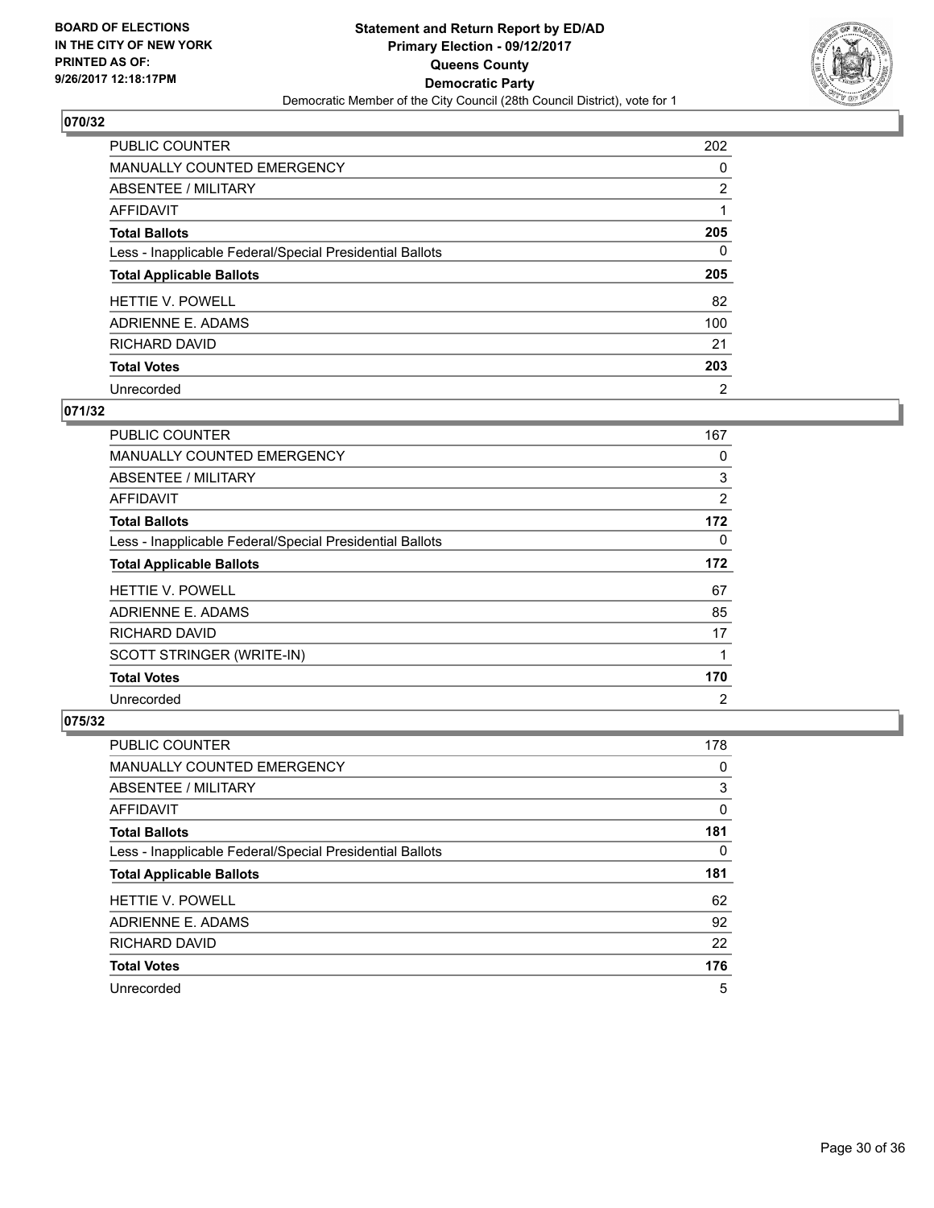**BOARD OF ELECTIONS IN THE CITY OF NEW YORK PRINTED AS OF: 9/26/2017 12:18:17PM**

# Statement and Return Report by ED/AD
## Primary Election - 09/12/2017
## Queens County
## Democratic Party
### Democratic Member of the City Council (28th Council District), vote for 1

**070/32**

| | |
|---|---|
| PUBLIC COUNTER | 202 |
| MANUALLY COUNTED EMERGENCY | 0 |
| ABSENTEE / MILITARY | 2 |
| AFFIDAVIT | 1 |
| **Total Ballots** | **205** |
| Less - Inapplicable Federal/Special Presidential Ballots | 0 |
| **Total Applicable Ballots** | **205** |
| HETTIE V. POWELL | 82 |
| ADRIENNE E. ADAMS | 100 |
| RICHARD DAVID | 21 |
| **Total Votes** | **203** |
| Unrecorded | 2 |

**071/32**

| | |
|---|---|
| PUBLIC COUNTER | 167 |
| MANUALLY COUNTED EMERGENCY | 0 |
| ABSENTEE / MILITARY | 3 |
| AFFIDAVIT | 2 |
| **Total Ballots** | **172** |
| Less - Inapplicable Federal/Special Presidential Ballots | 0 |
| **Total Applicable Ballots** | **172** |
| HETTIE V. POWELL | 67 |
| ADRIENNE E. ADAMS | 85 |
| RICHARD DAVID | 17 |
| SCOTT STRINGER (WRITE-IN) | 1 |
| **Total Votes** | **170** |
| Unrecorded | 2 |

**075/32**

| | |
|---|---|
| PUBLIC COUNTER | 178 |
| MANUALLY COUNTED EMERGENCY | 0 |
| ABSENTEE / MILITARY | 3 |
| AFFIDAVIT | 0 |
| **Total Ballots** | **181** |
| Less - Inapplicable Federal/Special Presidential Ballots | 0 |
| **Total Applicable Ballots** | **181** |
| HETTIE V. POWELL | 62 |
| ADRIENNE E. ADAMS | 92 |
| RICHARD DAVID | 22 |
| **Total Votes** | **176** |
| Unrecorded | 5 |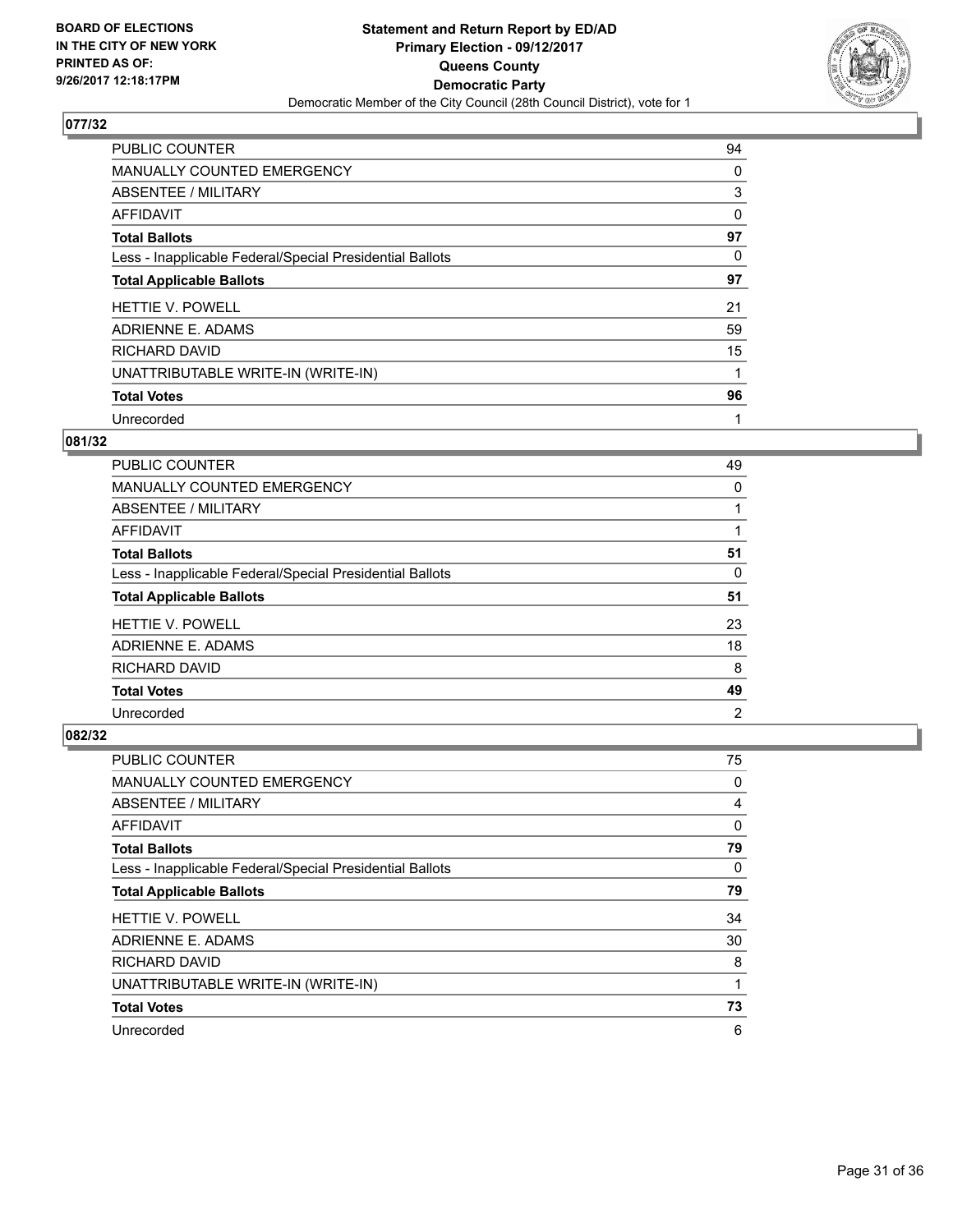BOARD OF ELECTIONS
IN THE CITY OF NEW YORK
PRINTED AS OF:
9/26/2017 12:18:17PM

**Statement and Return Report by ED/AD**
**Primary Election - 09/12/2017**
**Queens County**
**Democratic Party**
Democratic Member of the City Council (28th Council District), vote for 1

### 077/32

| | |
|---|---|
| PUBLIC COUNTER | 94 |
| MANUALLY COUNTED EMERGENCY | 0 |
| ABSENTEE / MILITARY | 3 |
| AFFIDAVIT | 0 |
| **Total Ballots** | **97** |
| Less - Inapplicable Federal/Special Presidential Ballots | 0 |
| **Total Applicable Ballots** | **97** |
| HETTIE V. POWELL | 21 |
| ADRIENNE E. ADAMS | 59 |
| RICHARD DAVID | 15 |
| UNATTRIBUTABLE WRITE-IN (WRITE-IN) | 1 |
| **Total Votes** | **96** |
| Unrecorded | 1 |

### 081/32

| | |
|---|---|
| PUBLIC COUNTER | 49 |
| MANUALLY COUNTED EMERGENCY | 0 |
| ABSENTEE / MILITARY | 1 |
| AFFIDAVIT | 1 |
| **Total Ballots** | **51** |
| Less - Inapplicable Federal/Special Presidential Ballots | 0 |
| **Total Applicable Ballots** | **51** |
| HETTIE V. POWELL | 23 |
| ADRIENNE E. ADAMS | 18 |
| RICHARD DAVID | 8 |
| **Total Votes** | **49** |
| Unrecorded | 2 |

### 082/32

| | |
|---|---|
| PUBLIC COUNTER | 75 |
| MANUALLY COUNTED EMERGENCY | 0 |
| ABSENTEE / MILITARY | 4 |
| AFFIDAVIT | 0 |
| **Total Ballots** | **79** |
| Less - Inapplicable Federal/Special Presidential Ballots | 0 |
| **Total Applicable Ballots** | **79** |
| HETTIE V. POWELL | 34 |
| ADRIENNE E. ADAMS | 30 |
| RICHARD DAVID | 8 |
| UNATTRIBUTABLE WRITE-IN (WRITE-IN) | 1 |
| **Total Votes** | **73** |
| Unrecorded | 6 |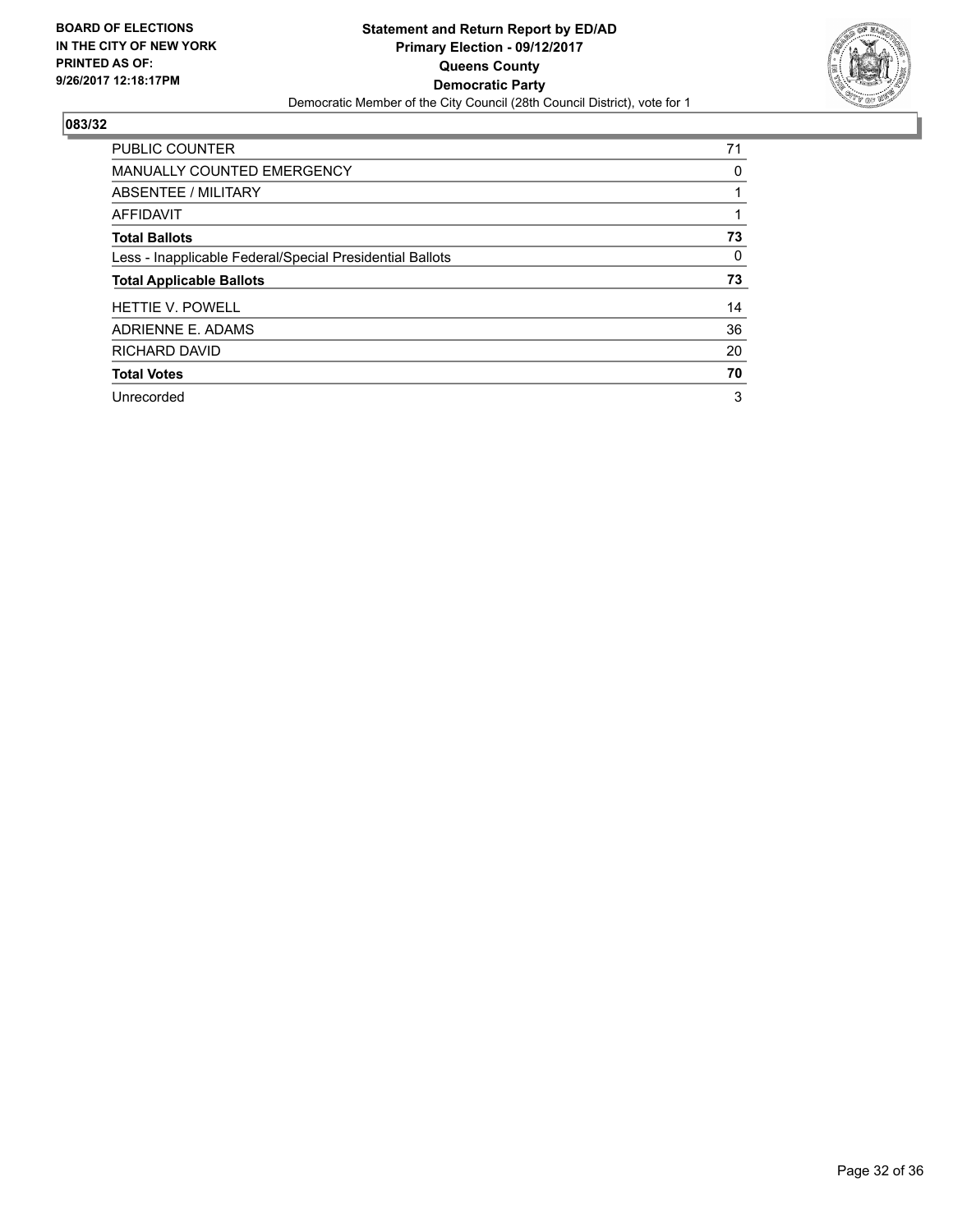**BOARD OF ELECTIONS IN THE CITY OF NEW YORK PRINTED AS OF: 9/26/2017 12:18:17PM**

**Statement and Return Report by ED/AD**
**Primary Election - 09/12/2017**
**Queens County**
**Democratic Party**
Democratic Member of the City Council (28th Council District), vote for 1

## 083/32

| | |
|---|---|
| PUBLIC COUNTER | 71 |
| MANUALLY COUNTED EMERGENCY | 0 |
| ABSENTEE / MILITARY | 1 |
| AFFIDAVIT | 1 |
| **Total Ballots** | **73** |
| Less - Inapplicable Federal/Special Presidential Ballots | 0 |
| **Total Applicable Ballots** | **73** |
| HETTIE V. POWELL | 14 |
| ADRIENNE E. ADAMS | 36 |
| RICHARD DAVID | 20 |
| **Total Votes** | **70** |
| Unrecorded | 3 |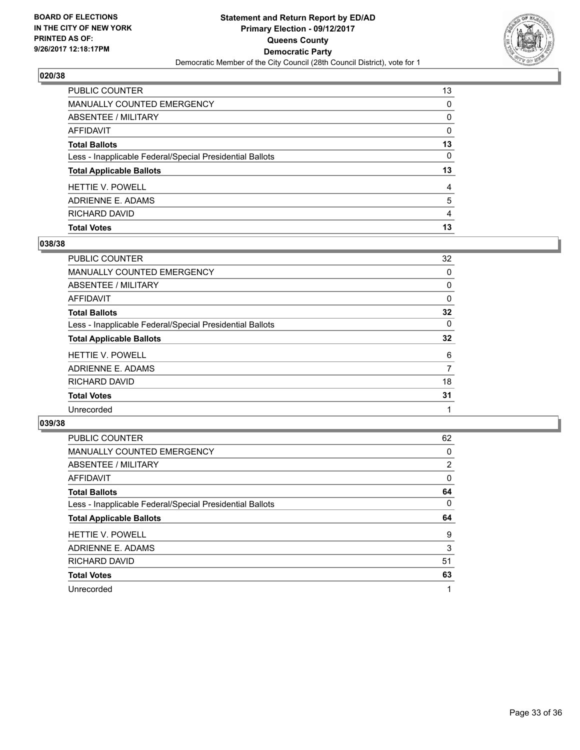**BOARD OF ELECTIONS IN THE CITY OF NEW YORK PRINTED AS OF: 9/26/2017 12:18:17PM**

**Statement and Return Report by ED/AD**
**Primary Election - 09/12/2017**
**Queens County**
**Democratic Party**
Democratic Member of the City Council (28th Council District), vote for 1

### 020/38

| | |
|---|---|
| PUBLIC COUNTER | 13 |
| MANUALLY COUNTED EMERGENCY | 0 |
| ABSENTEE / MILITARY | 0 |
| AFFIDAVIT | 0 |
| **Total Ballots** | **13** |
| Less - Inapplicable Federal/Special Presidential Ballots | 0 |
| **Total Applicable Ballots** | **13** |
| HETTIE V. POWELL | 4 |
| ADRIENNE E. ADAMS | 5 |
| RICHARD DAVID | 4 |
| **Total Votes** | **13** |

### 038/38

| | |
|---|---|
| PUBLIC COUNTER | 32 |
| MANUALLY COUNTED EMERGENCY | 0 |
| ABSENTEE / MILITARY | 0 |
| AFFIDAVIT | 0 |
| **Total Ballots** | **32** |
| Less - Inapplicable Federal/Special Presidential Ballots | 0 |
| **Total Applicable Ballots** | **32** |
| HETTIE V. POWELL | 6 |
| ADRIENNE E. ADAMS | 7 |
| RICHARD DAVID | 18 |
| **Total Votes** | **31** |
| Unrecorded | 1 |

### 039/38

| | |
|---|---|
| PUBLIC COUNTER | 62 |
| MANUALLY COUNTED EMERGENCY | 0 |
| ABSENTEE / MILITARY | 2 |
| AFFIDAVIT | 0 |
| **Total Ballots** | **64** |
| Less - Inapplicable Federal/Special Presidential Ballots | 0 |
| **Total Applicable Ballots** | **64** |
| HETTIE V. POWELL | 9 |
| ADRIENNE E. ADAMS | 3 |
| RICHARD DAVID | 51 |
| **Total Votes** | **63** |
| Unrecorded | 1 |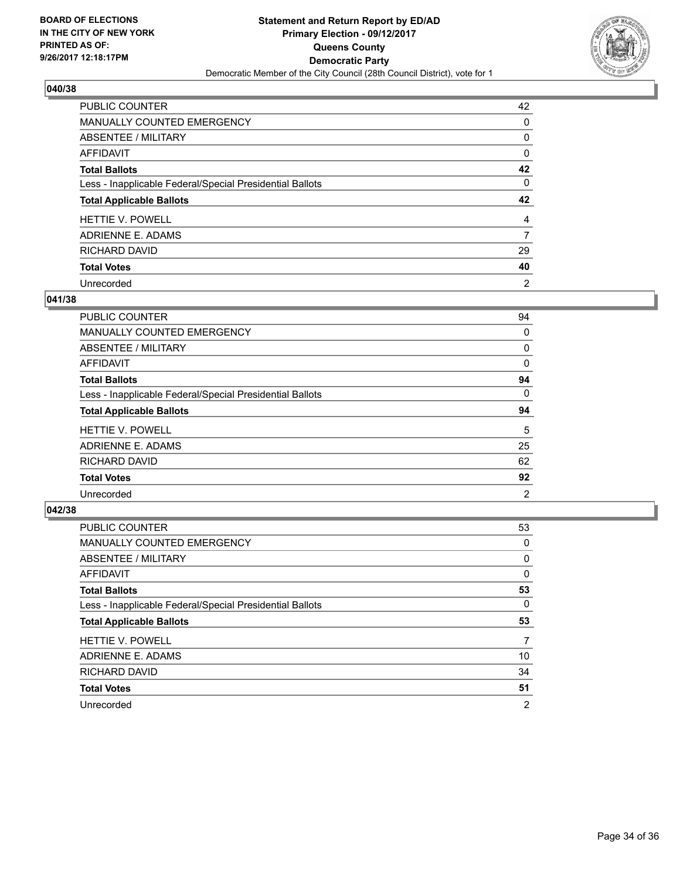BOARD OF ELECTIONS
IN THE CITY OF NEW YORK
PRINTED AS OF:
9/26/2017 12:18:17PM

**Statement and Return Report by ED/AD**
**Primary Election - 09/12/2017**
**Queens County**
**Democratic Party**
Democratic Member of the City Council (28th Council District), vote for 1

## 040/38

| | |
|---|---|
| PUBLIC COUNTER | 42 |
| MANUALLY COUNTED EMERGENCY | 0 |
| ABSENTEE / MILITARY | 0 |
| AFFIDAVIT | 0 |
| **Total Ballots** | **42** |
| Less - Inapplicable Federal/Special Presidential Ballots | 0 |
| **Total Applicable Ballots** | **42** |
| HETTIE V. POWELL | 4 |
| ADRIENNE E. ADAMS | 7 |
| RICHARD DAVID | 29 |
| **Total Votes** | **40** |
| Unrecorded | 2 |

## 041/38

| | |
|---|---|
| PUBLIC COUNTER | 94 |
| MANUALLY COUNTED EMERGENCY | 0 |
| ABSENTEE / MILITARY | 0 |
| AFFIDAVIT | 0 |
| **Total Ballots** | **94** |
| Less - Inapplicable Federal/Special Presidential Ballots | 0 |
| **Total Applicable Ballots** | **94** |
| HETTIE V. POWELL | 5 |
| ADRIENNE E. ADAMS | 25 |
| RICHARD DAVID | 62 |
| **Total Votes** | **92** |
| Unrecorded | 2 |

## 042/38

| | |
|---|---|
| PUBLIC COUNTER | 53 |
| MANUALLY COUNTED EMERGENCY | 0 |
| ABSENTEE / MILITARY | 0 |
| AFFIDAVIT | 0 |
| **Total Ballots** | **53** |
| Less - Inapplicable Federal/Special Presidential Ballots | 0 |
| **Total Applicable Ballots** | **53** |
| HETTIE V. POWELL | 7 |
| ADRIENNE E. ADAMS | 10 |
| RICHARD DAVID | 34 |
| **Total Votes** | **51** |
| Unrecorded | 2 |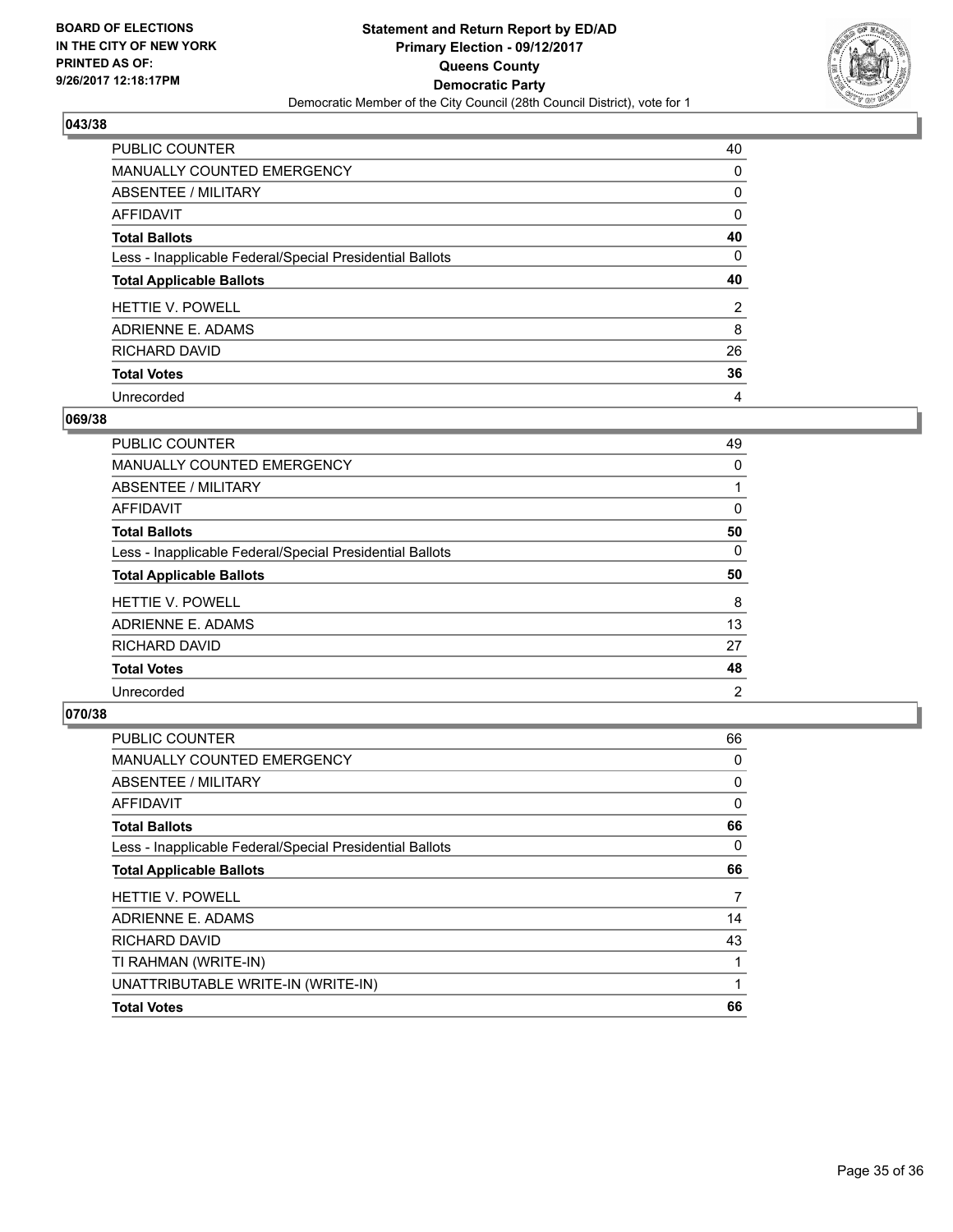**BOARD OF ELECTIONS IN THE CITY OF NEW YORK PRINTED AS OF: 9/26/2017 12:18:17PM**

**Statement and Return Report by ED/AD Primary Election - 09/12/2017 Queens County Democratic Party**

Democratic Member of the City Council (28th Council District), vote for 1

## 043/38

| | |
|---|---|
| PUBLIC COUNTER | 40 |
| MANUALLY COUNTED EMERGENCY | 0 |
| ABSENTEE / MILITARY | 0 |
| AFFIDAVIT | 0 |
| **Total Ballots** | **40** |
| Less - Inapplicable Federal/Special Presidential Ballots | 0 |
| **Total Applicable Ballots** | **40** |
| HETTIE V. POWELL | 2 |
| ADRIENNE E. ADAMS | 8 |
| RICHARD DAVID | 26 |
| **Total Votes** | **36** |
| Unrecorded | 4 |

## 069/38

| | |
|---|---|
| PUBLIC COUNTER | 49 |
| MANUALLY COUNTED EMERGENCY | 0 |
| ABSENTEE / MILITARY | 1 |
| AFFIDAVIT | 0 |
| **Total Ballots** | **50** |
| Less - Inapplicable Federal/Special Presidential Ballots | 0 |
| **Total Applicable Ballots** | **50** |
| HETTIE V. POWELL | 8 |
| ADRIENNE E. ADAMS | 13 |
| RICHARD DAVID | 27 |
| **Total Votes** | **48** |
| Unrecorded | 2 |

## 070/38

| | |
|---|---|
| PUBLIC COUNTER | 66 |
| MANUALLY COUNTED EMERGENCY | 0 |
| ABSENTEE / MILITARY | 0 |
| AFFIDAVIT | 0 |
| **Total Ballots** | **66** |
| Less - Inapplicable Federal/Special Presidential Ballots | 0 |
| **Total Applicable Ballots** | **66** |
| HETTIE V. POWELL | 7 |
| ADRIENNE E. ADAMS | 14 |
| RICHARD DAVID | 43 |
| TI RAHMAN (WRITE-IN) | 1 |
| UNATTRIBUTABLE WRITE-IN (WRITE-IN) | 1 |
| **Total Votes** | **66** |